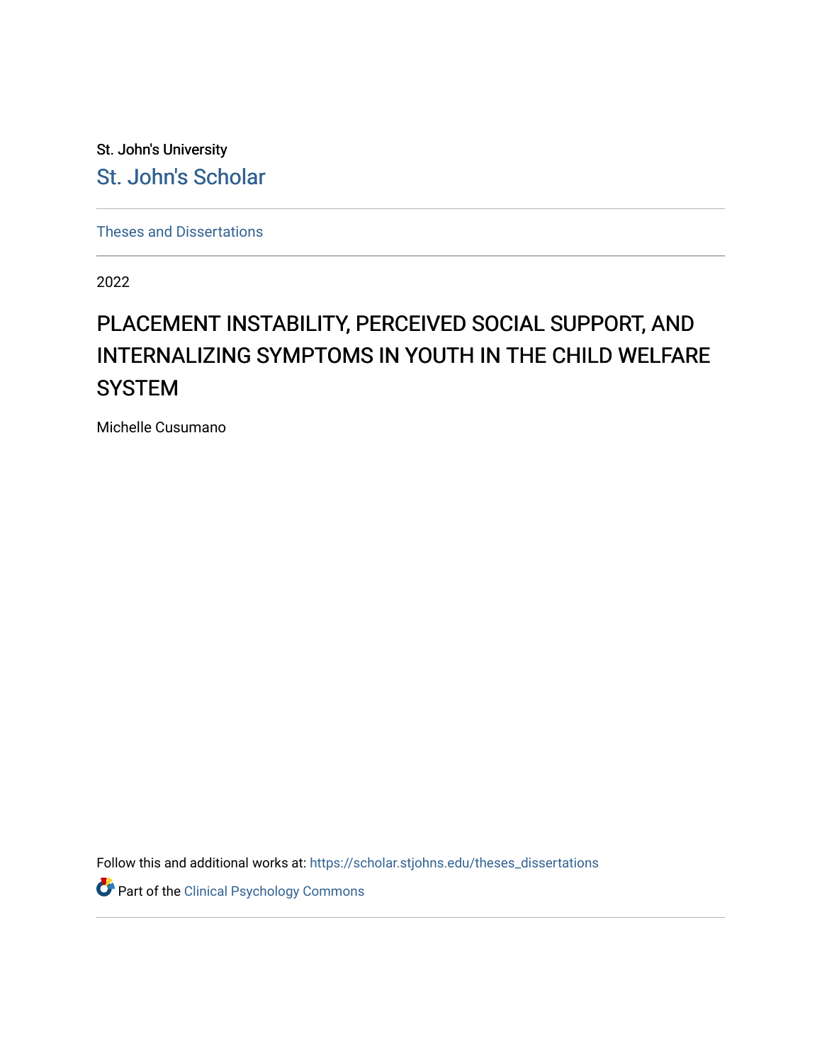St. John's University

St. John's Scholar

Theses and Dissertations

2022

# PLACEMENT INSTABILITY, PERCEIVED SOCIAL SUPPORT, AND INTERNALIZING SYMPTOMS IN YOUTH IN THE CHILD WELFARE SYSTEM

Michelle Cusumano

Follow this and additional works at: https://scholar.stjohns.edu/theses_dissertations

Part of the Clinical Psychology Commons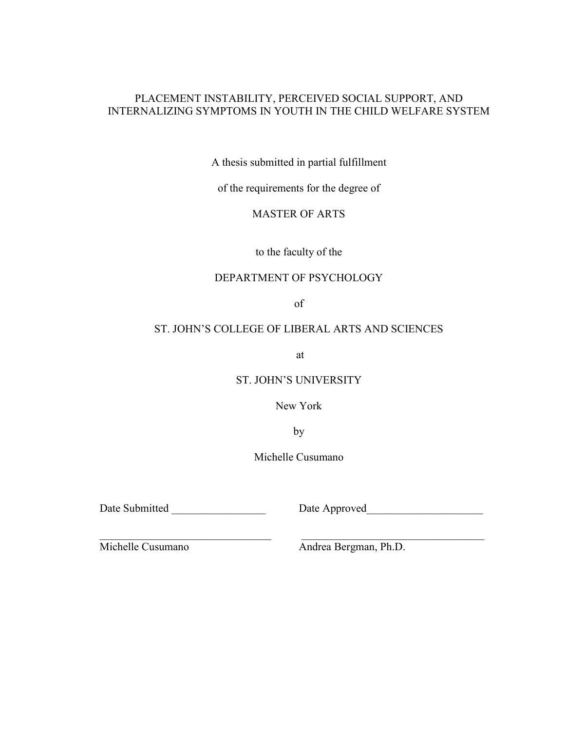# PLACEMENT INSTABILITY, PERCEIVED SOCIAL SUPPORT, AND INTERNALIZING SYMPTOMS IN YOUTH IN THE CHILD WELFARE SYSTEM

A thesis submitted in partial fulfillment

of the requirements for the degree of

MASTER OF ARTS

to the faculty of the

DEPARTMENT OF PSYCHOLOGY

of

ST. JOHN'S COLLEGE OF LIBERAL ARTS AND SCIENCES

at

ST. JOHN'S UNIVERSITY

New York

by

Michelle Cusumano

Date Submitted _________________ Date Approved _____________________

_______________________________ _________________________________

Michelle Cusumano Andrea Bergman, Ph.D.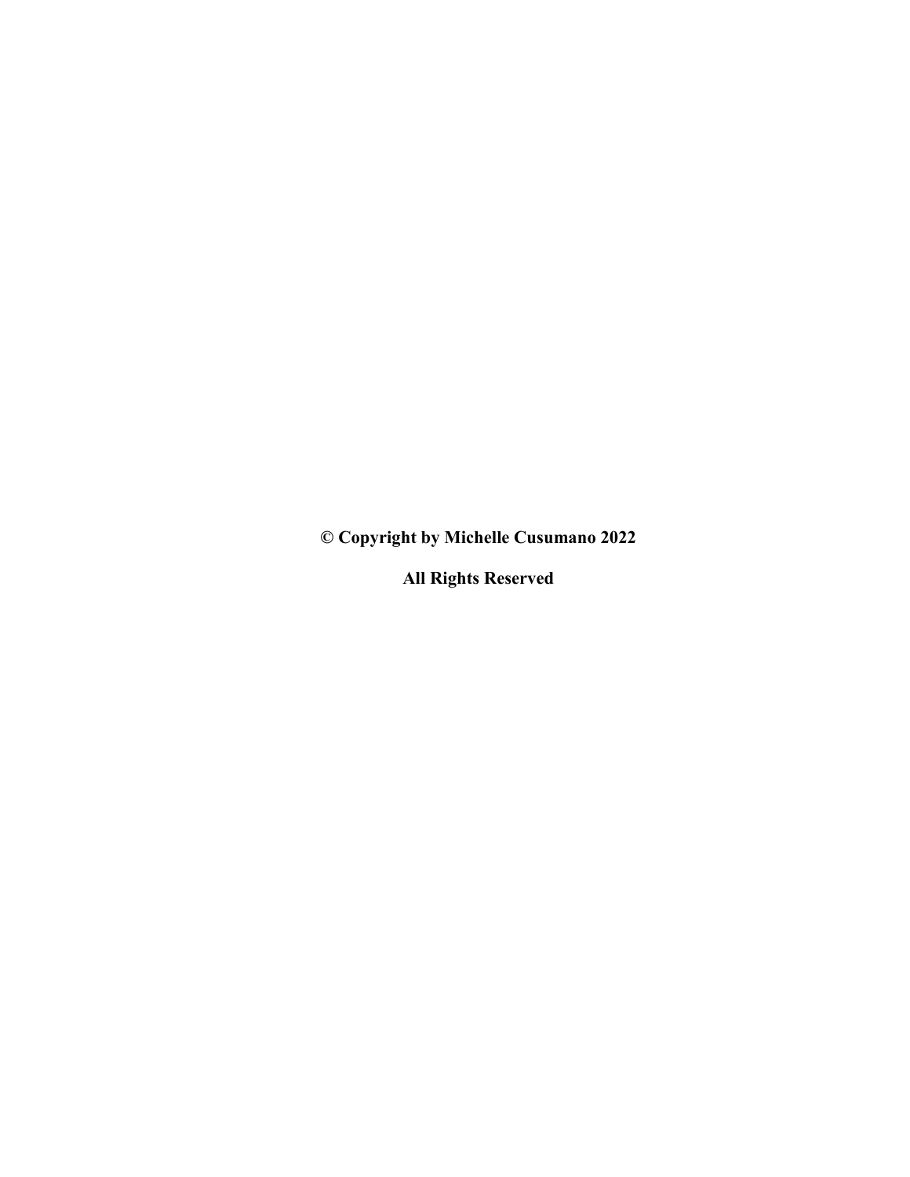**© Copyright by Michelle Cusumano 2022**

**All Rights Reserved**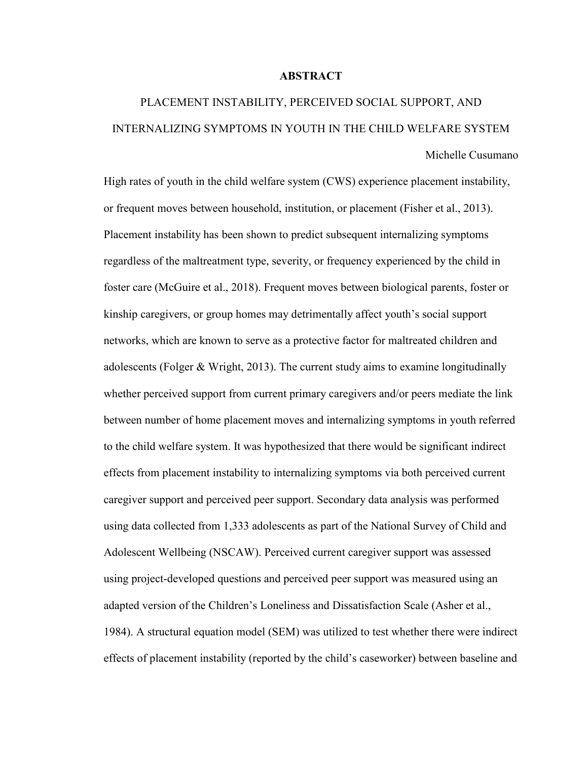## ABSTRACT

PLACEMENT INSTABILITY, PERCEIVED SOCIAL SUPPORT, AND INTERNALIZING SYMPTOMS IN YOUTH IN THE CHILD WELFARE SYSTEM

Michelle Cusumano

High rates of youth in the child welfare system (CWS) experience placement instability, or frequent moves between household, institution, or placement (Fisher et al., 2013). Placement instability has been shown to predict subsequent internalizing symptoms regardless of the maltreatment type, severity, or frequency experienced by the child in foster care (McGuire et al., 2018). Frequent moves between biological parents, foster or kinship caregivers, or group homes may detrimentally affect youth's social support networks, which are known to serve as a protective factor for maltreated children and adolescents (Folger & Wright, 2013). The current study aims to examine longitudinally whether perceived support from current primary caregivers and/or peers mediate the link between number of home placement moves and internalizing symptoms in youth referred to the child welfare system. It was hypothesized that there would be significant indirect effects from placement instability to internalizing symptoms via both perceived current caregiver support and perceived peer support. Secondary data analysis was performed using data collected from 1,333 adolescents as part of the National Survey of Child and Adolescent Wellbeing (NSCAW). Perceived current caregiver support was assessed using project-developed questions and perceived peer support was measured using an adapted version of the Children's Loneliness and Dissatisfaction Scale (Asher et al., 1984). A structural equation model (SEM) was utilized to test whether there were indirect effects of placement instability (reported by the child's caseworker) between baseline and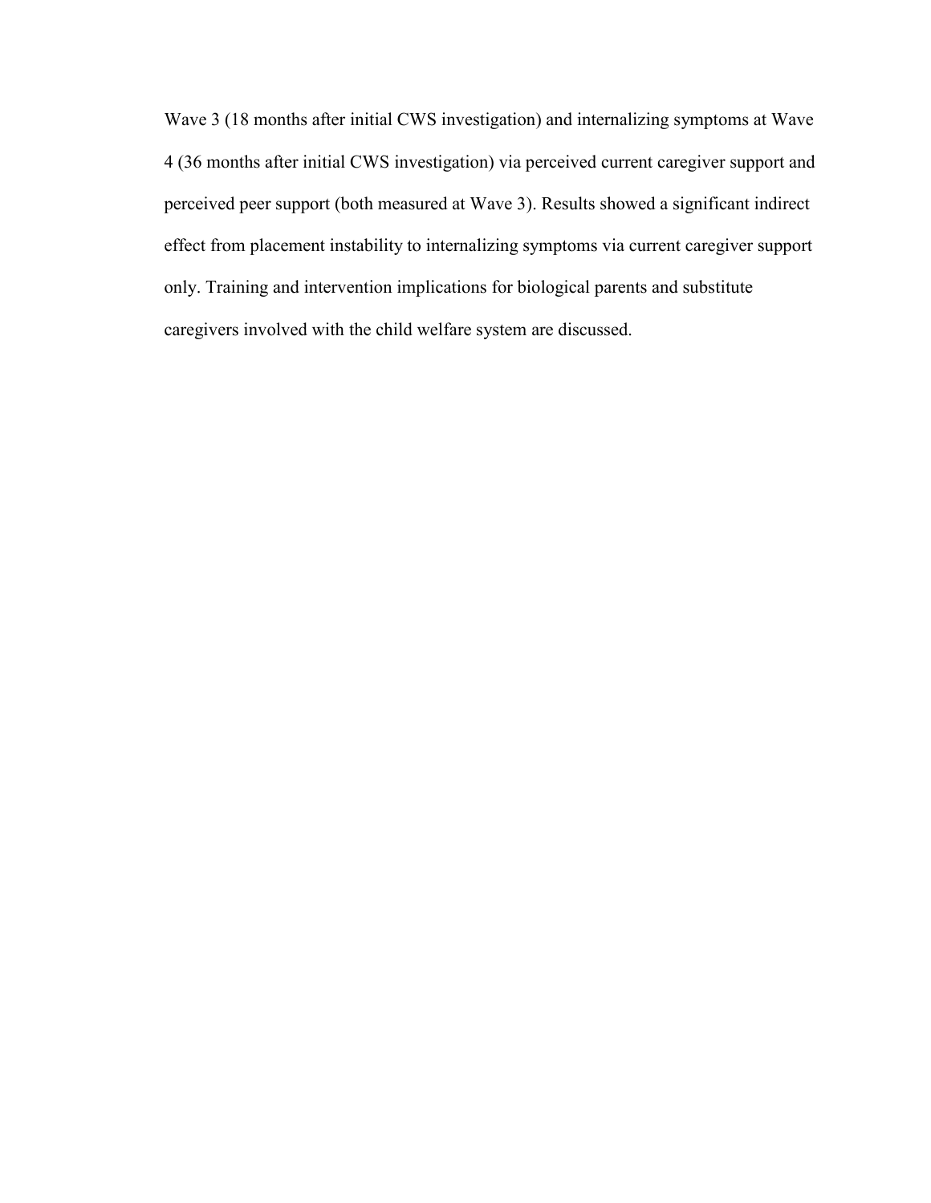Wave 3 (18 months after initial CWS investigation) and internalizing symptoms at Wave 4 (36 months after initial CWS investigation) via perceived current caregiver support and perceived peer support (both measured at Wave 3). Results showed a significant indirect effect from placement instability to internalizing symptoms via current caregiver support only. Training and intervention implications for biological parents and substitute caregivers involved with the child welfare system are discussed.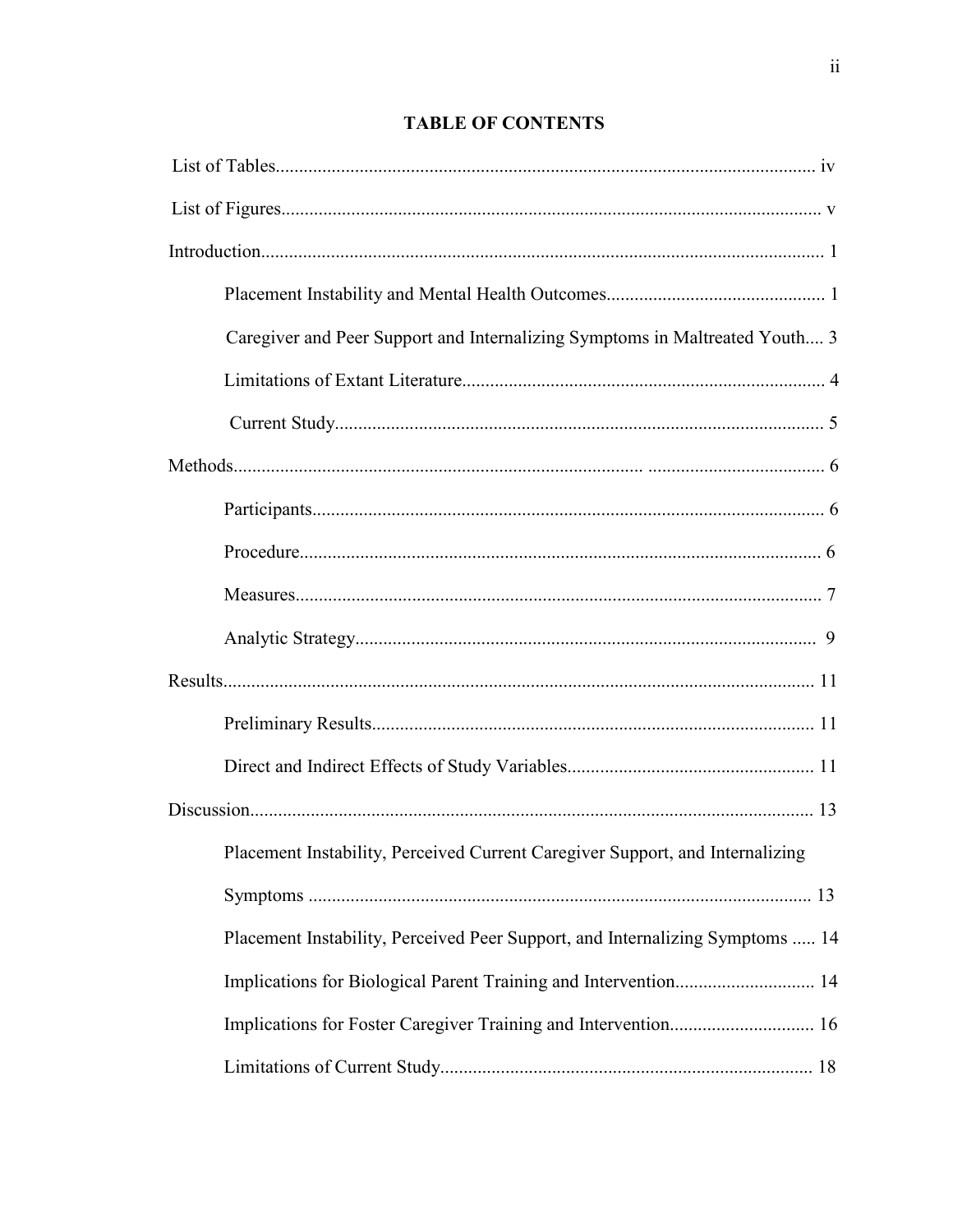## TABLE OF CONTENTS

List of Tables.................................................................................................................. iv

List of Figures.................................................................................................................. v

Introduction....................................................................................................................... 1

Placement Instability and Mental Health Outcomes............................................... 1

Caregiver and Peer Support and Internalizing Symptoms in Maltreated Youth.... 3

Limitations of Extant Literature.............................................................................. 4

Current Study......................................................................................................... 5

Methods.............................................................................................................................. 6

Participants............................................................................................................. 6

Procedure............................................................................................................... 6

Measures................................................................................................................ 7

Analytic Strategy.................................................................................................... 9

Results................................................................................................................................ 11

Preliminary Results................................................................................................ 11

Direct and Indirect Effects of Study Variables...................................................... 11

Discussion.......................................................................................................................... 13

Placement Instability, Perceived Current Caregiver Support, and Internalizing Symptoms ........................................................................................................... 13

Placement Instability, Perceived Peer Support, and Internalizing Symptoms ..... 14

Implications for Biological Parent Training and Intervention.............................. 14

Implications for Foster Caregiver Training and Intervention............................... 16

Limitations of Current Study................................................................................ 18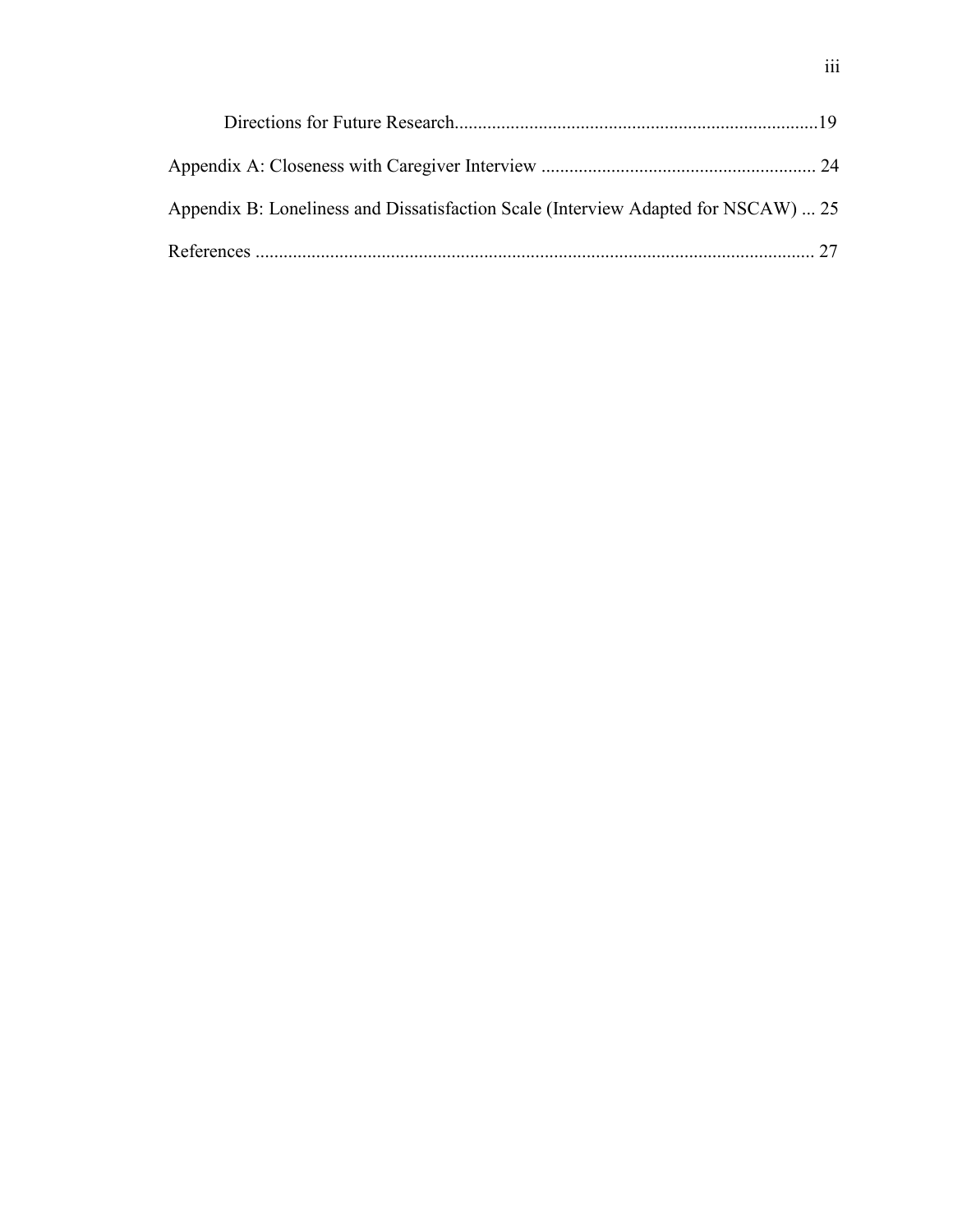Directions for Future Research............................................................................19

Appendix A: Closeness with Caregiver Interview .......................................................... 24

Appendix B: Loneliness and Dissatisfaction Scale (Interview Adapted for NSCAW) ... 25

References ....................................................................................................................... 27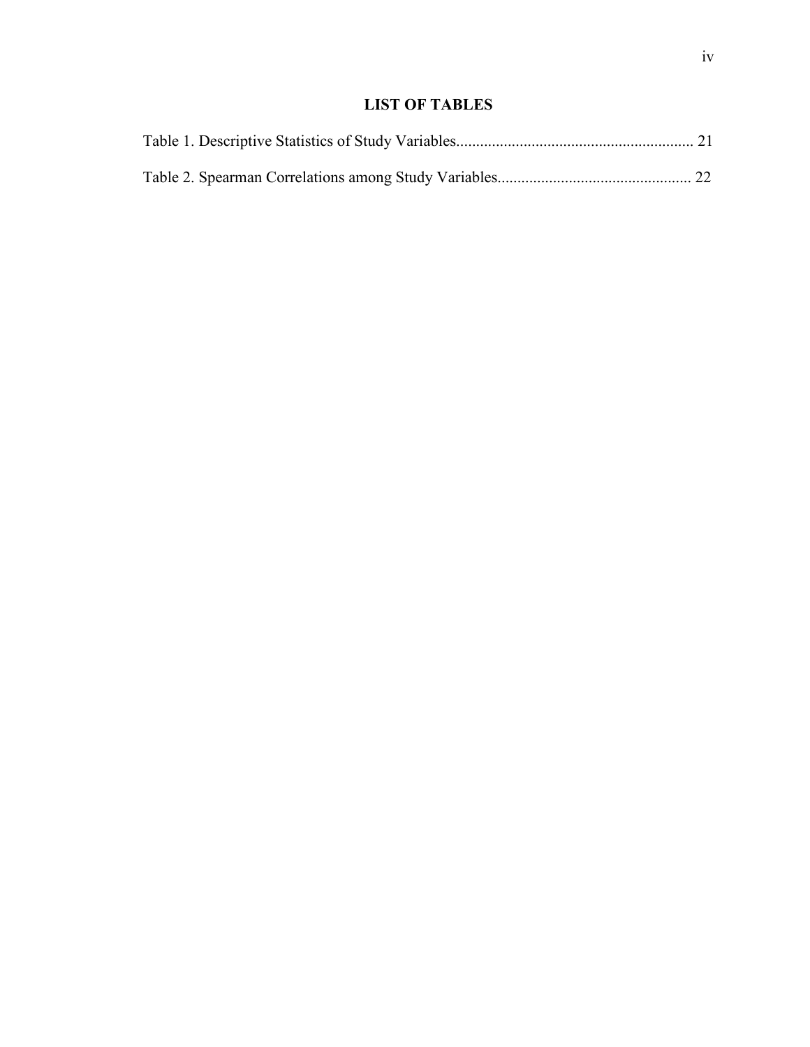# LIST OF TABLES

Table 1. Descriptive Statistics of Study Variables........................................................... 21

Table 2. Spearman Correlations among Study Variables................................................ 22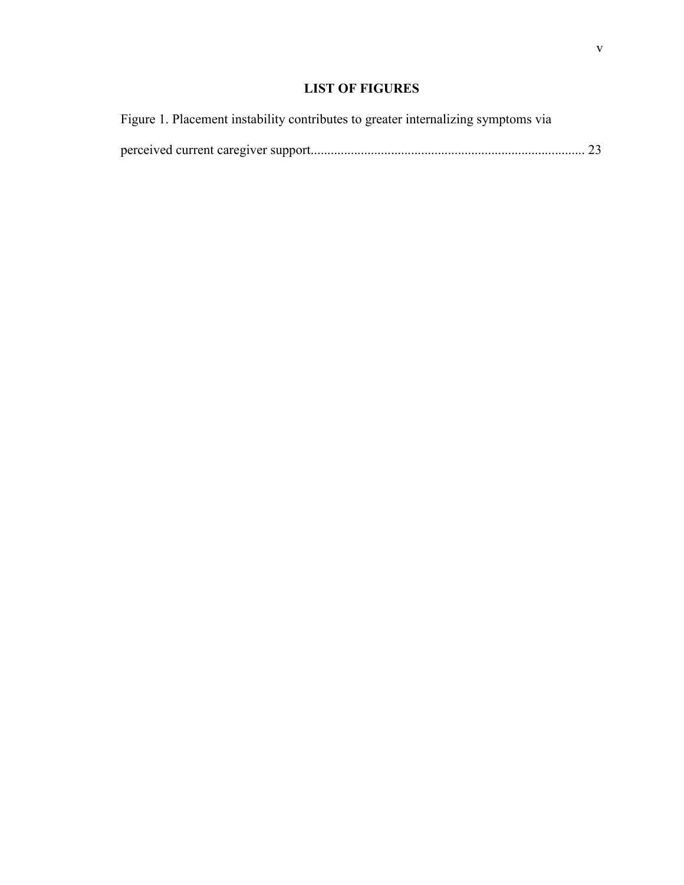# LIST OF FIGURES

Figure 1. Placement instability contributes to greater internalizing symptoms via perceived current caregiver support................................................................................ 23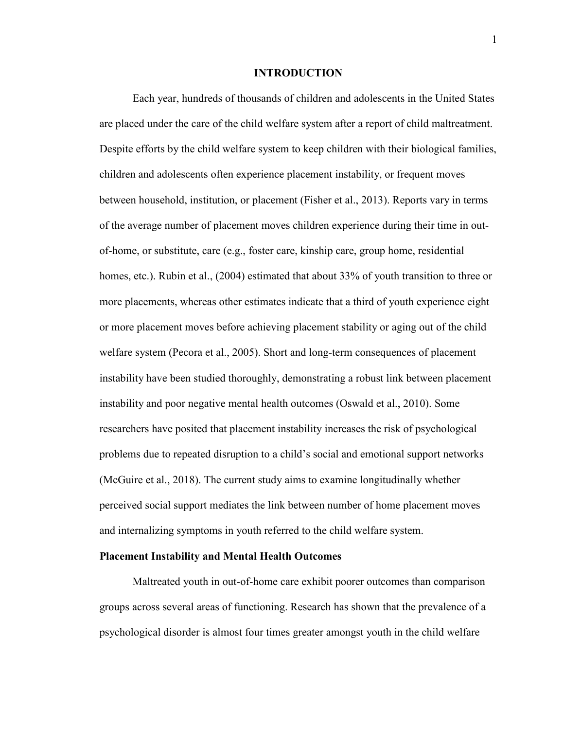# INTRODUCTION

Each year, hundreds of thousands of children and adolescents in the United States are placed under the care of the child welfare system after a report of child maltreatment. Despite efforts by the child welfare system to keep children with their biological families, children and adolescents often experience placement instability, or frequent moves between household, institution, or placement (Fisher et al., 2013). Reports vary in terms of the average number of placement moves children experience during their time in out-of-home, or substitute, care (e.g., foster care, kinship care, group home, residential homes, etc.). Rubin et al., (2004) estimated that about 33% of youth transition to three or more placements, whereas other estimates indicate that a third of youth experience eight or more placement moves before achieving placement stability or aging out of the child welfare system (Pecora et al., 2005). Short and long-term consequences of placement instability have been studied thoroughly, demonstrating a robust link between placement instability and poor negative mental health outcomes (Oswald et al., 2010). Some researchers have posited that placement instability increases the risk of psychological problems due to repeated disruption to a child's social and emotional support networks (McGuire et al., 2018). The current study aims to examine longitudinally whether perceived social support mediates the link between number of home placement moves and internalizing symptoms in youth referred to the child welfare system.

## Placement Instability and Mental Health Outcomes

Maltreated youth in out-of-home care exhibit poorer outcomes than comparison groups across several areas of functioning. Research has shown that the prevalence of a psychological disorder is almost four times greater amongst youth in the child welfare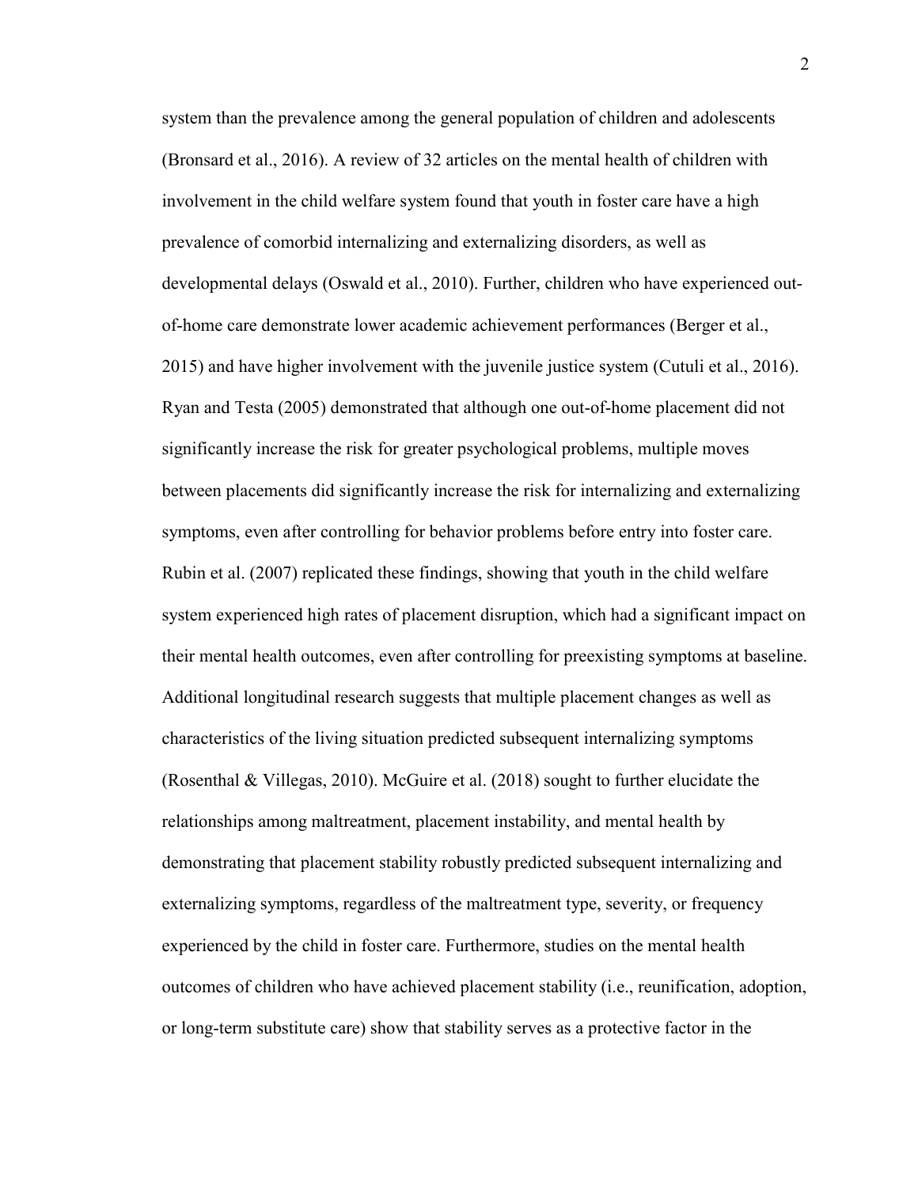system than the prevalence among the general population of children and adolescents (Bronsard et al., 2016). A review of 32 articles on the mental health of children with involvement in the child welfare system found that youth in foster care have a high prevalence of comorbid internalizing and externalizing disorders, as well as developmental delays (Oswald et al., 2010). Further, children who have experienced out-of-home care demonstrate lower academic achievement performances (Berger et al., 2015) and have higher involvement with the juvenile justice system (Cutuli et al., 2016). Ryan and Testa (2005) demonstrated that although one out-of-home placement did not significantly increase the risk for greater psychological problems, multiple moves between placements did significantly increase the risk for internalizing and externalizing symptoms, even after controlling for behavior problems before entry into foster care. Rubin et al. (2007) replicated these findings, showing that youth in the child welfare system experienced high rates of placement disruption, which had a significant impact on their mental health outcomes, even after controlling for preexisting symptoms at baseline. Additional longitudinal research suggests that multiple placement changes as well as characteristics of the living situation predicted subsequent internalizing symptoms (Rosenthal & Villegas, 2010). McGuire et al. (2018) sought to further elucidate the relationships among maltreatment, placement instability, and mental health by demonstrating that placement stability robustly predicted subsequent internalizing and externalizing symptoms, regardless of the maltreatment type, severity, or frequency experienced by the child in foster care. Furthermore, studies on the mental health outcomes of children who have achieved placement stability (i.e., reunification, adoption, or long-term substitute care) show that stability serves as a protective factor in the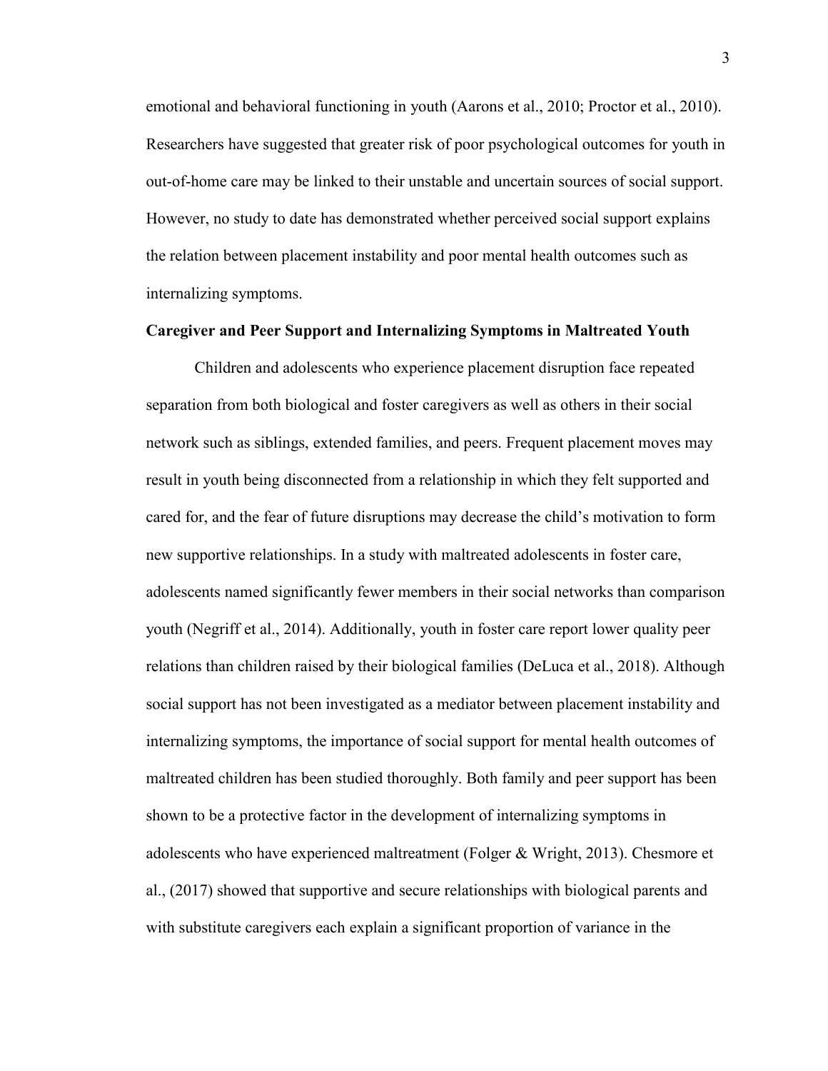emotional and behavioral functioning in youth (Aarons et al., 2010; Proctor et al., 2010). Researchers have suggested that greater risk of poor psychological outcomes for youth in out-of-home care may be linked to their unstable and uncertain sources of social support. However, no study to date has demonstrated whether perceived social support explains the relation between placement instability and poor mental health outcomes such as internalizing symptoms.

**Caregiver and Peer Support and Internalizing Symptoms in Maltreated Youth**

Children and adolescents who experience placement disruption face repeated separation from both biological and foster caregivers as well as others in their social network such as siblings, extended families, and peers. Frequent placement moves may result in youth being disconnected from a relationship in which they felt supported and cared for, and the fear of future disruptions may decrease the child's motivation to form new supportive relationships. In a study with maltreated adolescents in foster care, adolescents named significantly fewer members in their social networks than comparison youth (Negriff et al., 2014). Additionally, youth in foster care report lower quality peer relations than children raised by their biological families (DeLuca et al., 2018). Although social support has not been investigated as a mediator between placement instability and internalizing symptoms, the importance of social support for mental health outcomes of maltreated children has been studied thoroughly. Both family and peer support has been shown to be a protective factor in the development of internalizing symptoms in adolescents who have experienced maltreatment (Folger & Wright, 2013). Chesmore et al., (2017) showed that supportive and secure relationships with biological parents and with substitute caregivers each explain a significant proportion of variance in the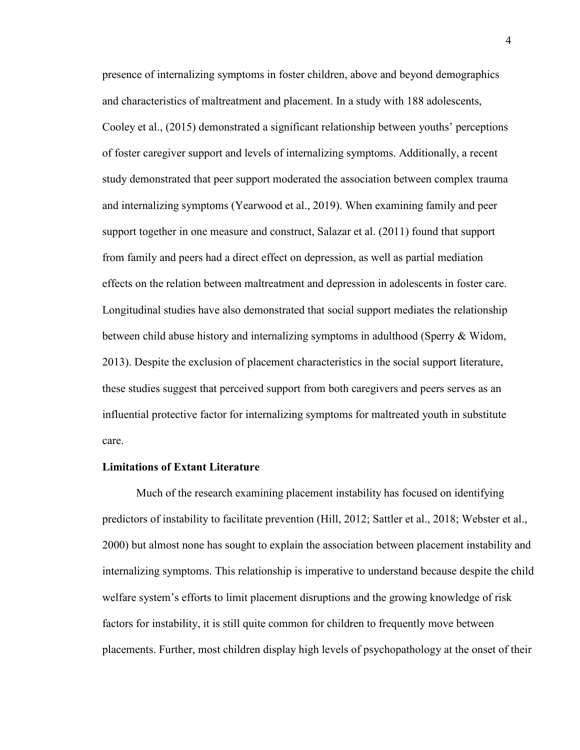presence of internalizing symptoms in foster children, above and beyond demographics and characteristics of maltreatment and placement. In a study with 188 adolescents, Cooley et al., (2015) demonstrated a significant relationship between youths' perceptions of foster caregiver support and levels of internalizing symptoms. Additionally, a recent study demonstrated that peer support moderated the association between complex trauma and internalizing symptoms (Yearwood et al., 2019). When examining family and peer support together in one measure and construct, Salazar et al. (2011) found that support from family and peers had a direct effect on depression, as well as partial mediation effects on the relation between maltreatment and depression in adolescents in foster care. Longitudinal studies have also demonstrated that social support mediates the relationship between child abuse history and internalizing symptoms in adulthood (Sperry & Widom, 2013). Despite the exclusion of placement characteristics in the social support literature, these studies suggest that perceived support from both caregivers and peers serves as an influential protective factor for internalizing symptoms for maltreated youth in substitute care.

**Limitations of Extant Literature**

Much of the research examining placement instability has focused on identifying predictors of instability to facilitate prevention (Hill, 2012; Sattler et al., 2018; Webster et al., 2000) but almost none has sought to explain the association between placement instability and internalizing symptoms. This relationship is imperative to understand because despite the child welfare system's efforts to limit placement disruptions and the growing knowledge of risk factors for instability, it is still quite common for children to frequently move between placements. Further, most children display high levels of psychopathology at the onset of their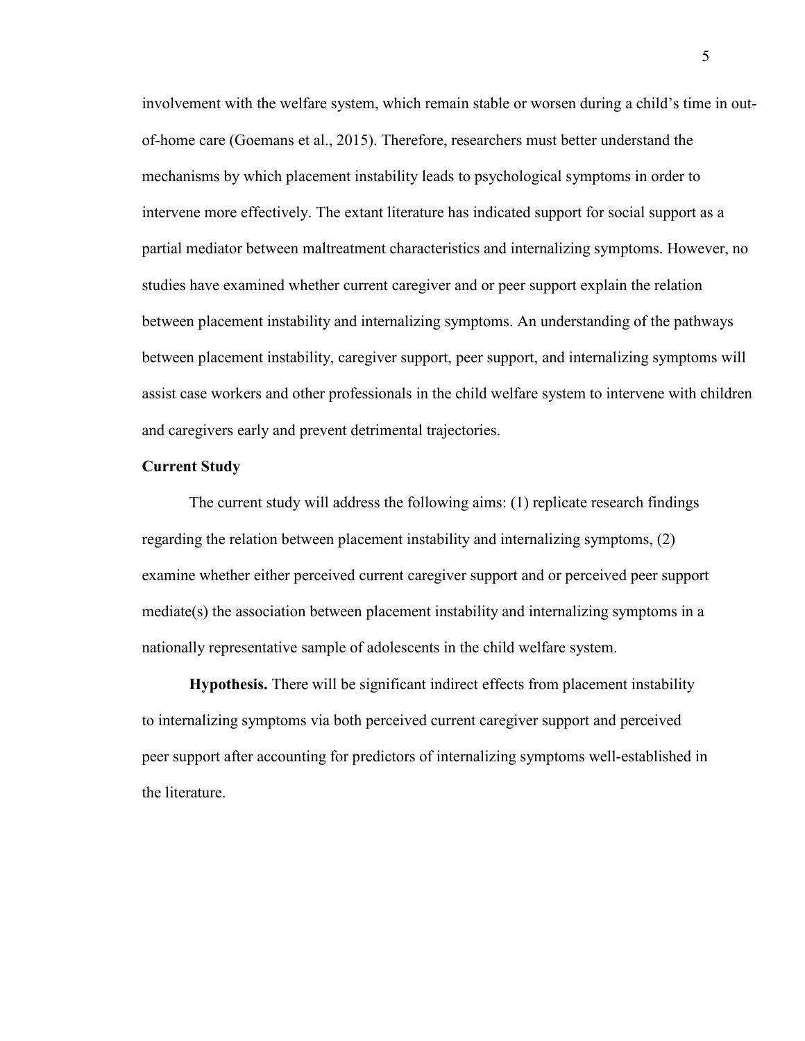involvement with the welfare system, which remain stable or worsen during a child's time in out-of-home care (Goemans et al., 2015). Therefore, researchers must better understand the mechanisms by which placement instability leads to psychological symptoms in order to intervene more effectively. The extant literature has indicated support for social support as a partial mediator between maltreatment characteristics and internalizing symptoms. However, no studies have examined whether current caregiver and or peer support explain the relation between placement instability and internalizing symptoms. An understanding of the pathways between placement instability, caregiver support, peer support, and internalizing symptoms will assist case workers and other professionals in the child welfare system to intervene with children and caregivers early and prevent detrimental trajectories.

## Current Study

The current study will address the following aims: (1) replicate research findings regarding the relation between placement instability and internalizing symptoms, (2) examine whether either perceived current caregiver support and or perceived peer support mediate(s) the association between placement instability and internalizing symptoms in a nationally representative sample of adolescents in the child welfare system.

**Hypothesis.** There will be significant indirect effects from placement instability to internalizing symptoms via both perceived current caregiver support and perceived peer support after accounting for predictors of internalizing symptoms well-established in the literature.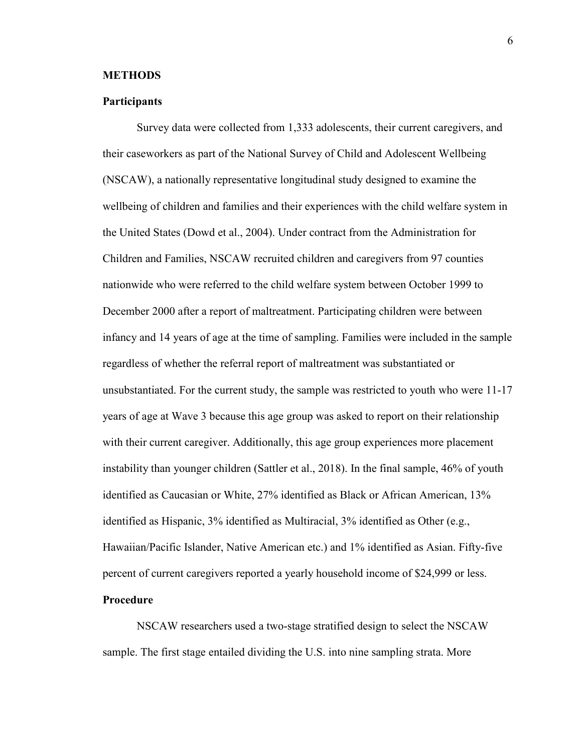## METHODS

### Participants

Survey data were collected from 1,333 adolescents, their current caregivers, and their caseworkers as part of the National Survey of Child and Adolescent Wellbeing (NSCAW), a nationally representative longitudinal study designed to examine the wellbeing of children and families and their experiences with the child welfare system in the United States (Dowd et al., 2004). Under contract from the Administration for Children and Families, NSCAW recruited children and caregivers from 97 counties nationwide who were referred to the child welfare system between October 1999 to December 2000 after a report of maltreatment. Participating children were between infancy and 14 years of age at the time of sampling. Families were included in the sample regardless of whether the referral report of maltreatment was substantiated or unsubstantiated. For the current study, the sample was restricted to youth who were 11-17 years of age at Wave 3 because this age group was asked to report on their relationship with their current caregiver. Additionally, this age group experiences more placement instability than younger children (Sattler et al., 2018). In the final sample, 46% of youth identified as Caucasian or White, 27% identified as Black or African American, 13% identified as Hispanic, 3% identified as Multiracial, 3% identified as Other (e.g., Hawaiian/Pacific Islander, Native American etc.) and 1% identified as Asian. Fifty-five percent of current caregivers reported a yearly household income of $24,999 or less.

### Procedure

NSCAW researchers used a two-stage stratified design to select the NSCAW sample. The first stage entailed dividing the U.S. into nine sampling strata. More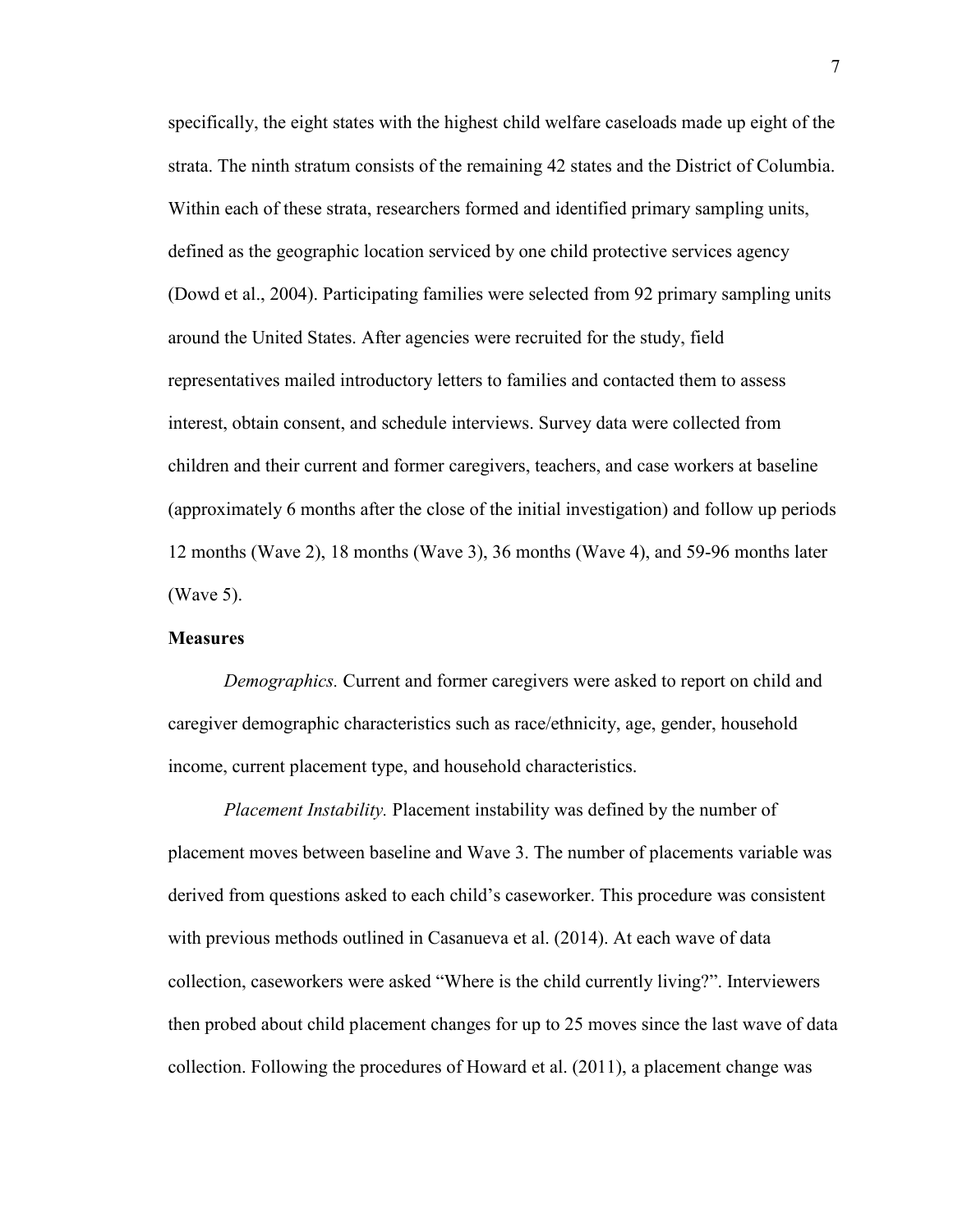specifically, the eight states with the highest child welfare caseloads made up eight of the strata. The ninth stratum consists of the remaining 42 states and the District of Columbia. Within each of these strata, researchers formed and identified primary sampling units, defined as the geographic location serviced by one child protective services agency (Dowd et al., 2004). Participating families were selected from 92 primary sampling units around the United States. After agencies were recruited for the study, field representatives mailed introductory letters to families and contacted them to assess interest, obtain consent, and schedule interviews. Survey data were collected from children and their current and former caregivers, teachers, and case workers at baseline (approximately 6 months after the close of the initial investigation) and follow up periods 12 months (Wave 2), 18 months (Wave 3), 36 months (Wave 4), and 59-96 months later (Wave 5).

**Measures**

*Demographics.* Current and former caregivers were asked to report on child and caregiver demographic characteristics such as race/ethnicity, age, gender, household income, current placement type, and household characteristics.

*Placement Instability.* Placement instability was defined by the number of placement moves between baseline and Wave 3. The number of placements variable was derived from questions asked to each child's caseworker. This procedure was consistent with previous methods outlined in Casanueva et al. (2014). At each wave of data collection, caseworkers were asked "Where is the child currently living?". Interviewers then probed about child placement changes for up to 25 moves since the last wave of data collection. Following the procedures of Howard et al. (2011), a placement change was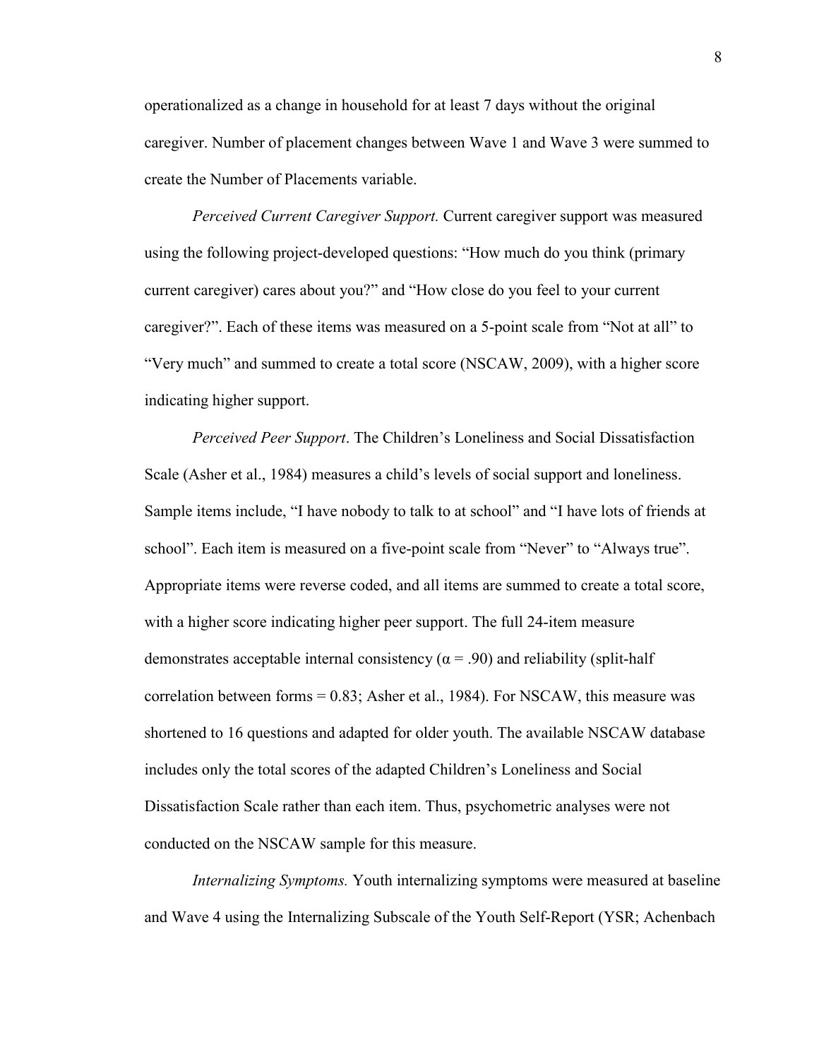operationalized as a change in household for at least 7 days without the original caregiver. Number of placement changes between Wave 1 and Wave 3 were summed to create the Number of Placements variable.

*Perceived Current Caregiver Support.* Current caregiver support was measured using the following project-developed questions: "How much do you think (primary current caregiver) cares about you?" and "How close do you feel to your current caregiver?". Each of these items was measured on a 5-point scale from "Not at all" to "Very much" and summed to create a total score (NSCAW, 2009), with a higher score indicating higher support.

*Perceived Peer Support*. The Children's Loneliness and Social Dissatisfaction Scale (Asher et al., 1984) measures a child's levels of social support and loneliness. Sample items include, "I have nobody to talk to at school" and "I have lots of friends at school". Each item is measured on a five-point scale from "Never" to "Always true". Appropriate items were reverse coded, and all items are summed to create a total score, with a higher score indicating higher peer support. The full 24-item measure demonstrates acceptable internal consistency ($\alpha = .90$) and reliability (split-half correlation between forms = 0.83; Asher et al., 1984). For NSCAW, this measure was shortened to 16 questions and adapted for older youth. The available NSCAW database includes only the total scores of the adapted Children's Loneliness and Social Dissatisfaction Scale rather than each item. Thus, psychometric analyses were not conducted on the NSCAW sample for this measure.

*Internalizing Symptoms.* Youth internalizing symptoms were measured at baseline and Wave 4 using the Internalizing Subscale of the Youth Self-Report (YSR; Achenbach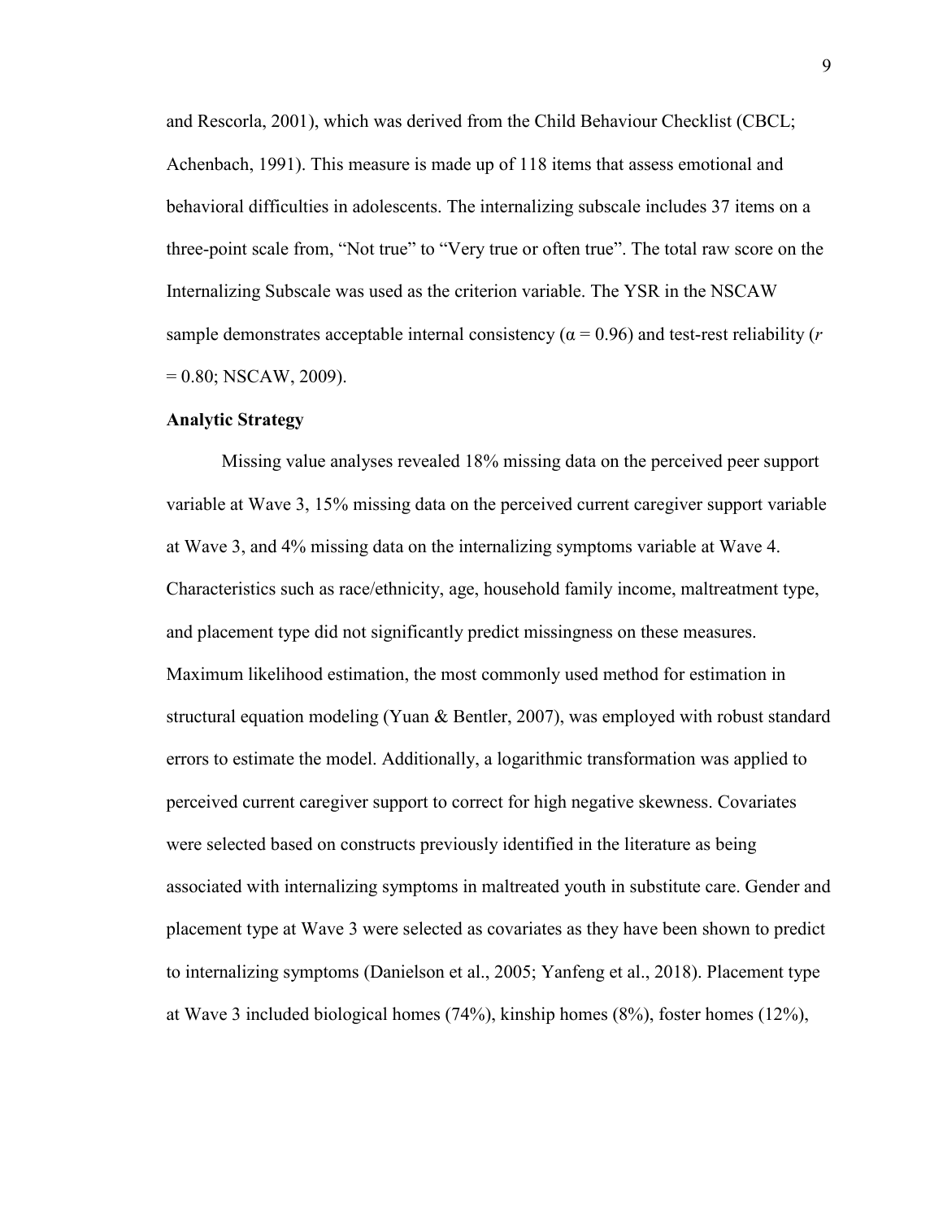and Rescorla, 2001), which was derived from the Child Behaviour Checklist (CBCL; Achenbach, 1991). This measure is made up of 118 items that assess emotional and behavioral difficulties in adolescents. The internalizing subscale includes 37 items on a three-point scale from, "Not true" to "Very true or often true". The total raw score on the Internalizing Subscale was used as the criterion variable. The YSR in the NSCAW sample demonstrates acceptable internal consistency ($\alpha = 0.96$) and test-rest reliability ($r = 0.80$; NSCAW, 2009).

**Analytic Strategy**

Missing value analyses revealed 18% missing data on the perceived peer support variable at Wave 3, 15% missing data on the perceived current caregiver support variable at Wave 3, and 4% missing data on the internalizing symptoms variable at Wave 4. Characteristics such as race/ethnicity, age, household family income, maltreatment type, and placement type did not significantly predict missingness on these measures. Maximum likelihood estimation, the most commonly used method for estimation in structural equation modeling (Yuan & Bentler, 2007), was employed with robust standard errors to estimate the model. Additionally, a logarithmic transformation was applied to perceived current caregiver support to correct for high negative skewness. Covariates were selected based on constructs previously identified in the literature as being associated with internalizing symptoms in maltreated youth in substitute care. Gender and placement type at Wave 3 were selected as covariates as they have been shown to predict to internalizing symptoms (Danielson et al., 2005; Yanfeng et al., 2018). Placement type at Wave 3 included biological homes (74%), kinship homes (8%), foster homes (12%),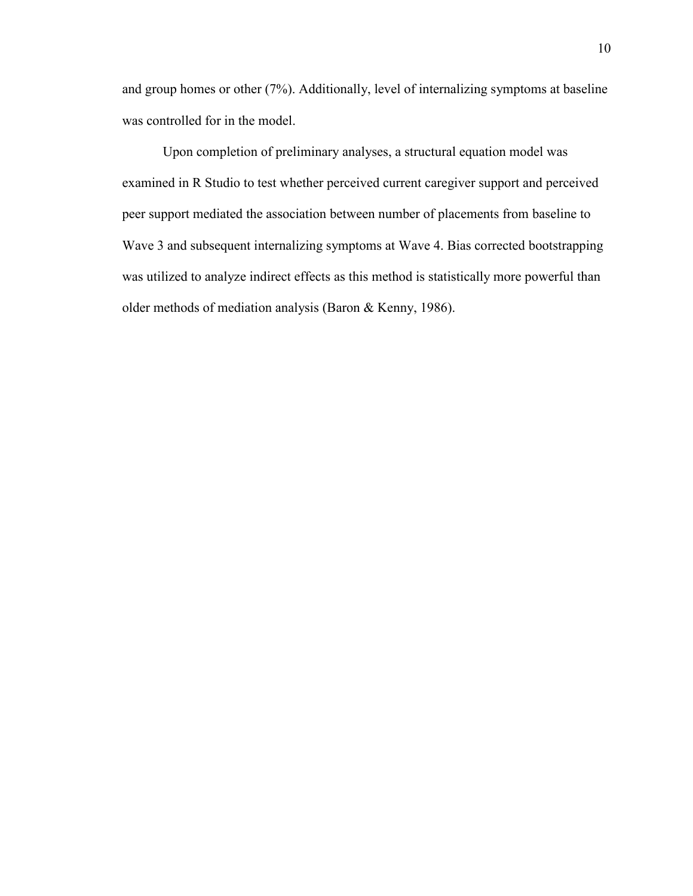and group homes or other (7%). Additionally, level of internalizing symptoms at baseline was controlled for in the model.

Upon completion of preliminary analyses, a structural equation model was examined in R Studio to test whether perceived current caregiver support and perceived peer support mediated the association between number of placements from baseline to Wave 3 and subsequent internalizing symptoms at Wave 4. Bias corrected bootstrapping was utilized to analyze indirect effects as this method is statistically more powerful than older methods of mediation analysis (Baron & Kenny, 1986).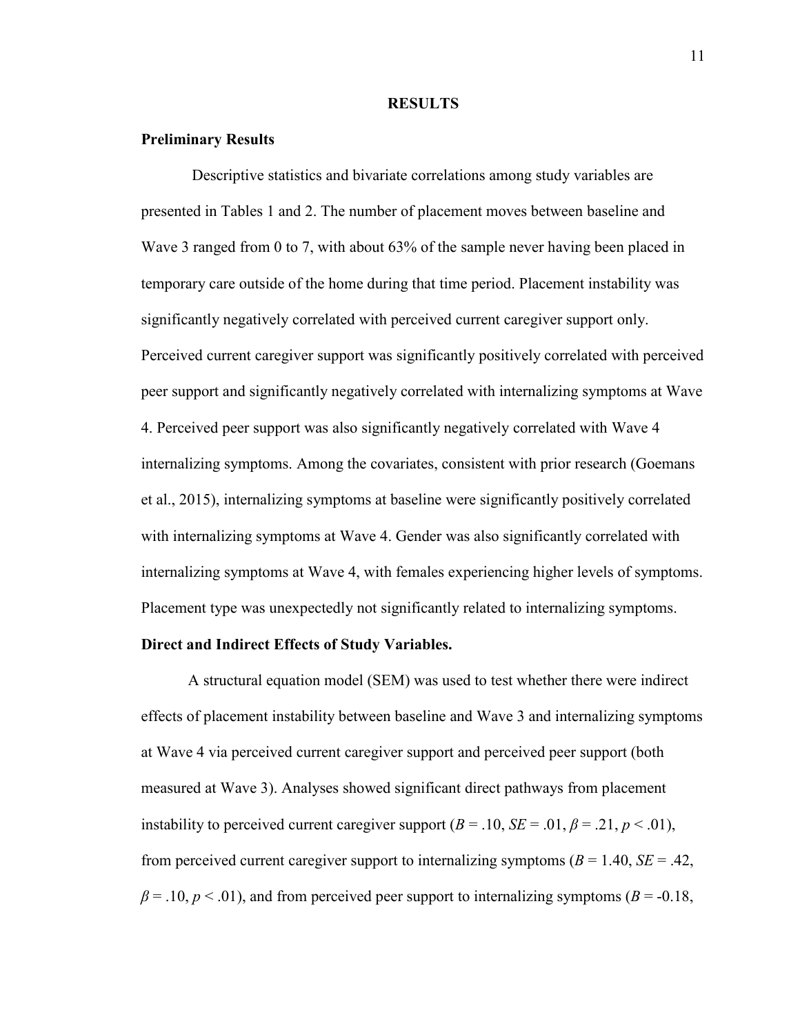# RESULTS

## Preliminary Results

Descriptive statistics and bivariate correlations among study variables are presented in Tables 1 and 2. The number of placement moves between baseline and Wave 3 ranged from 0 to 7, with about 63% of the sample never having been placed in temporary care outside of the home during that time period. Placement instability was significantly negatively correlated with perceived current caregiver support only. Perceived current caregiver support was significantly positively correlated with perceived peer support and significantly negatively correlated with internalizing symptoms at Wave 4. Perceived peer support was also significantly negatively correlated with Wave 4 internalizing symptoms. Among the covariates, consistent with prior research (Goemans et al., 2015), internalizing symptoms at baseline were significantly positively correlated with internalizing symptoms at Wave 4. Gender was also significantly correlated with internalizing symptoms at Wave 4, with females experiencing higher levels of symptoms. Placement type was unexpectedly not significantly related to internalizing symptoms.

## Direct and Indirect Effects of Study Variables.

A structural equation model (SEM) was used to test whether there were indirect effects of placement instability between baseline and Wave 3 and internalizing symptoms at Wave 4 via perceived current caregiver support and perceived peer support (both measured at Wave 3). Analyses showed significant direct pathways from placement instability to perceived current caregiver support ($B = .10$, $SE = .01$, $\beta = .21$, $p < .01$), from perceived current caregiver support to internalizing symptoms ($B = 1.40$, $SE = .42$, $\beta = .10$, $p < .01$), and from perceived peer support to internalizing symptoms ($B = -0.18$,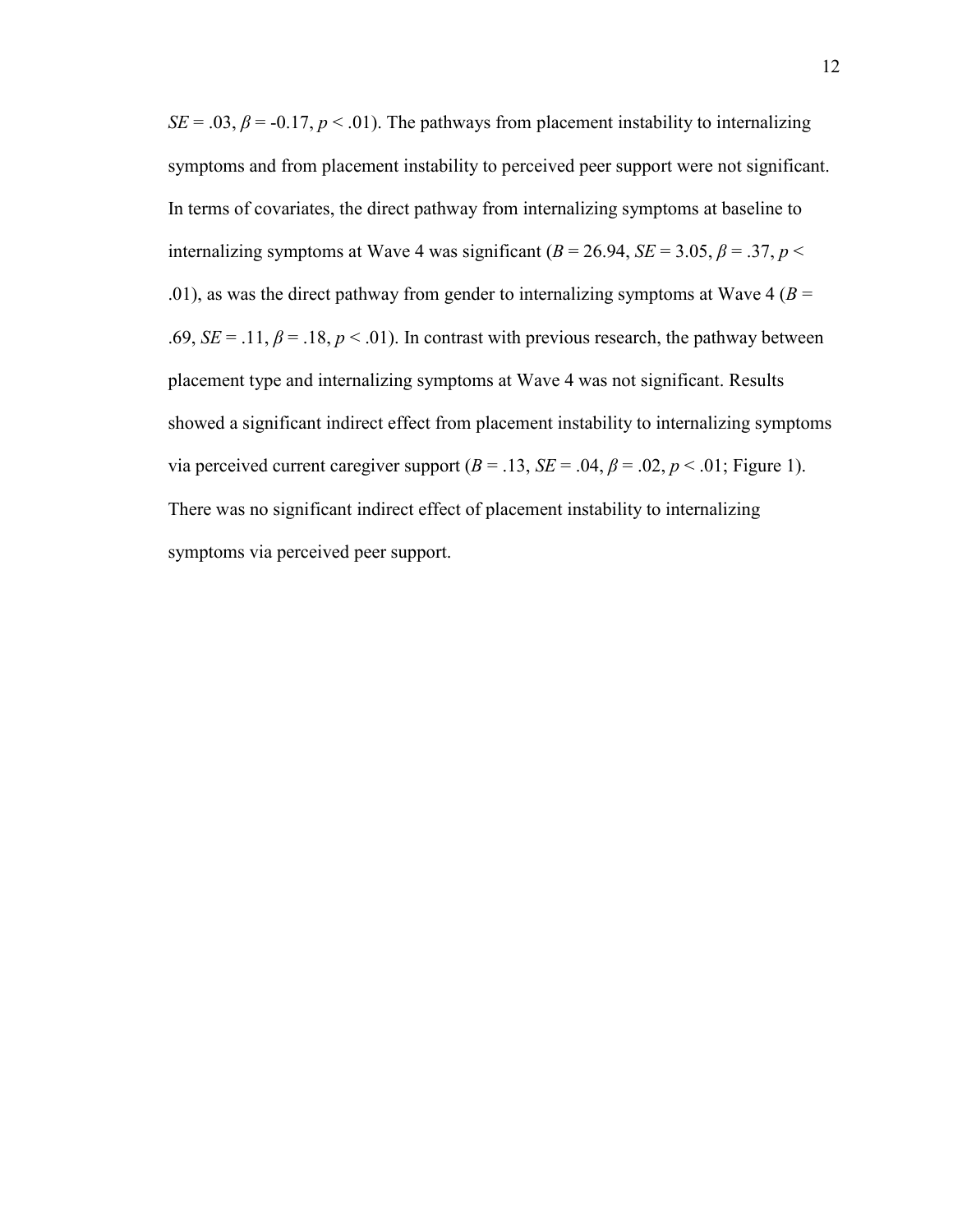$SE = .03$, $\beta = -0.17$, $p < .01$). The pathways from placement instability to internalizing symptoms and from placement instability to perceived peer support were not significant. In terms of covariates, the direct pathway from internalizing symptoms at baseline to internalizing symptoms at Wave 4 was significant ($B = 26.94$, $SE = 3.05$, $\beta = .37$, $p < .01$), as was the direct pathway from gender to internalizing symptoms at Wave 4 ($B = .69$, $SE = .11$, $\beta = .18$, $p < .01$). In contrast with previous research, the pathway between placement type and internalizing symptoms at Wave 4 was not significant. Results showed a significant indirect effect from placement instability to internalizing symptoms via perceived current caregiver support ($B = .13$, $SE = .04$, $\beta = .02$, $p < .01$; Figure 1). There was no significant indirect effect of placement instability to internalizing symptoms via perceived peer support.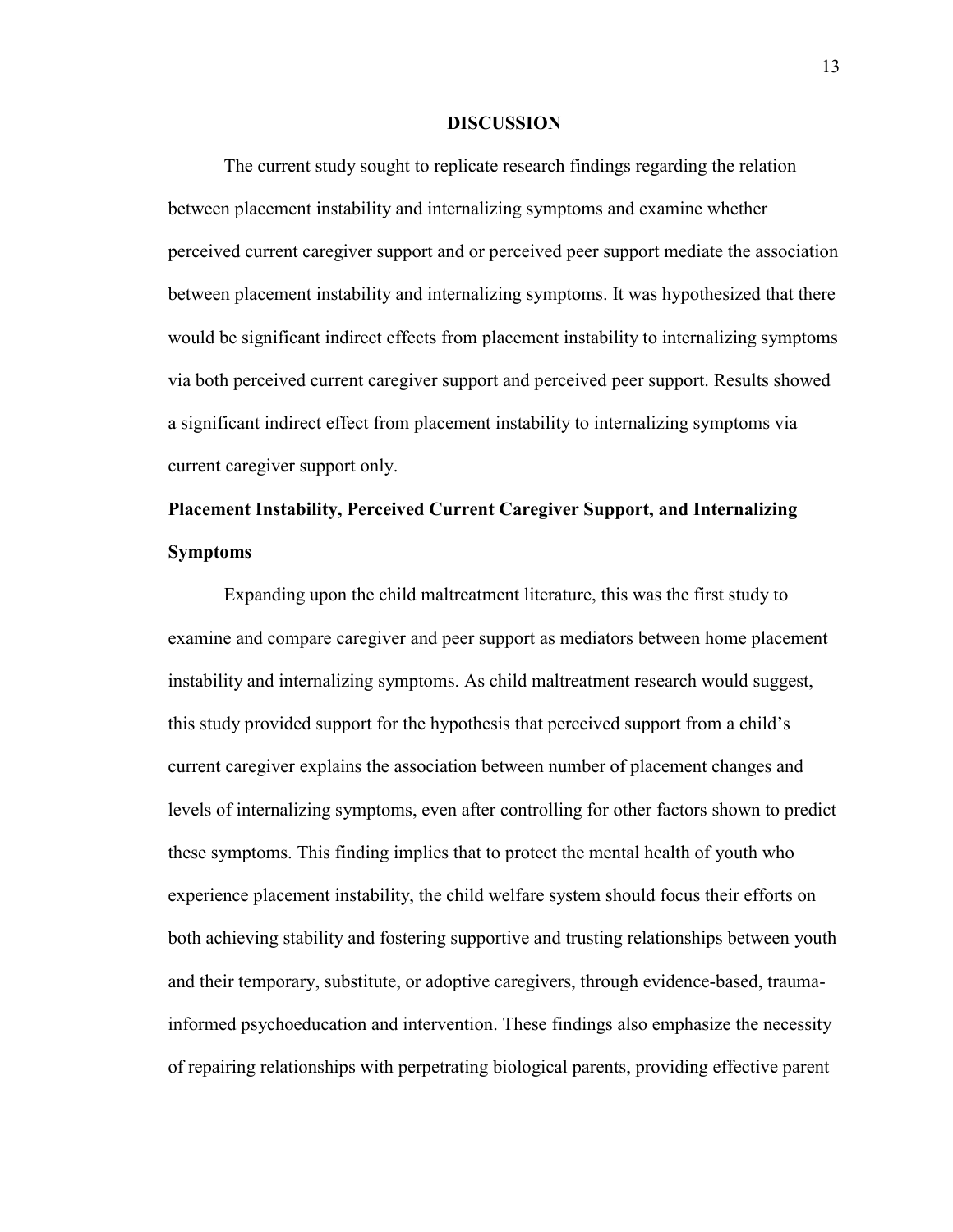# DISCUSSION

The current study sought to replicate research findings regarding the relation between placement instability and internalizing symptoms and examine whether perceived current caregiver support and or perceived peer support mediate the association between placement instability and internalizing symptoms. It was hypothesized that there would be significant indirect effects from placement instability to internalizing symptoms via both perceived current caregiver support and perceived peer support. Results showed a significant indirect effect from placement instability to internalizing symptoms via current caregiver support only.

## Placement Instability, Perceived Current Caregiver Support, and Internalizing Symptoms

Expanding upon the child maltreatment literature, this was the first study to examine and compare caregiver and peer support as mediators between home placement instability and internalizing symptoms. As child maltreatment research would suggest, this study provided support for the hypothesis that perceived support from a child's current caregiver explains the association between number of placement changes and levels of internalizing symptoms, even after controlling for other factors shown to predict these symptoms. This finding implies that to protect the mental health of youth who experience placement instability, the child welfare system should focus their efforts on both achieving stability and fostering supportive and trusting relationships between youth and their temporary, substitute, or adoptive caregivers, through evidence-based, trauma-informed psychoeducation and intervention. These findings also emphasize the necessity of repairing relationships with perpetrating biological parents, providing effective parent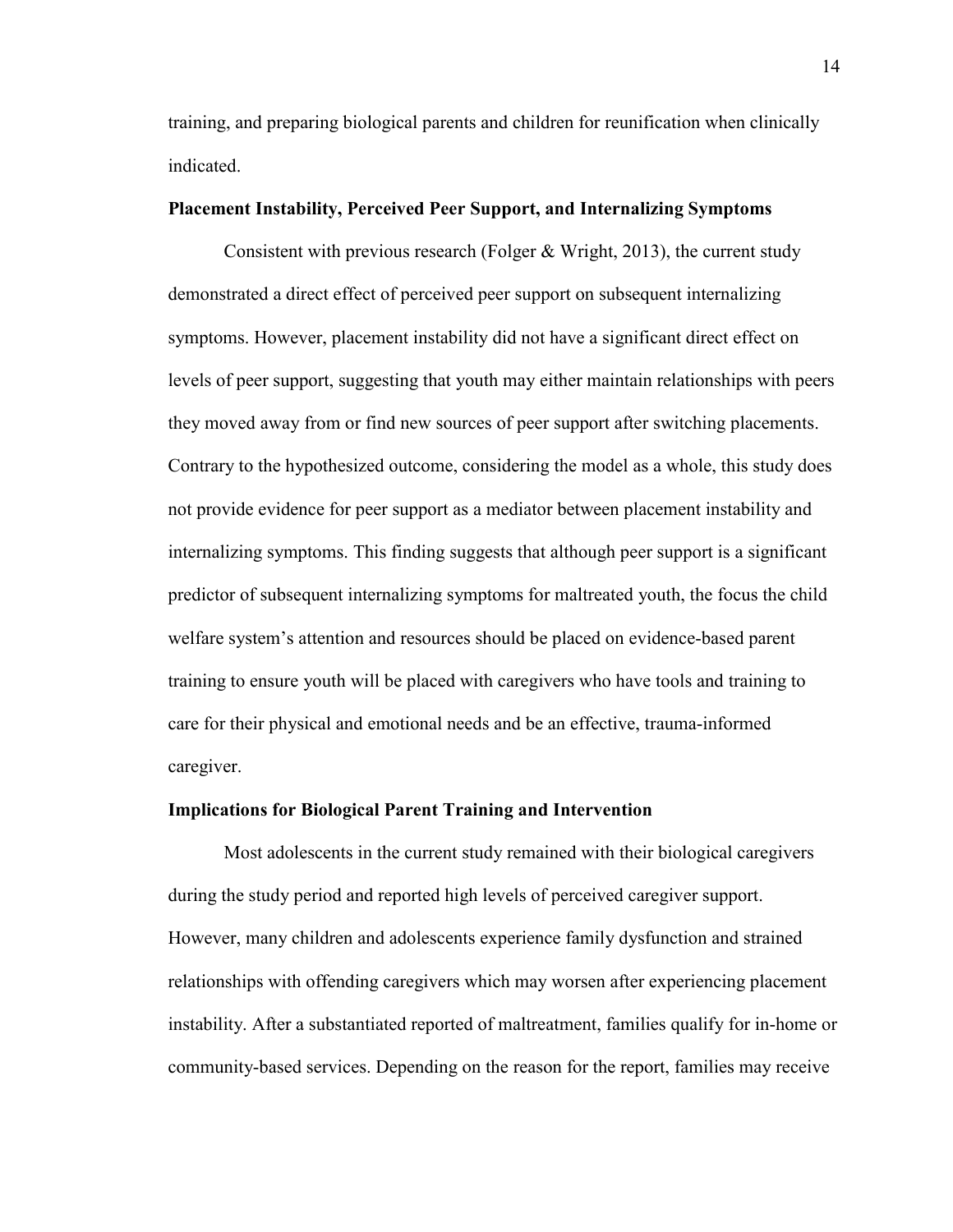training, and preparing biological parents and children for reunification when clinically indicated.

### Placement Instability, Perceived Peer Support, and Internalizing Symptoms

Consistent with previous research (Folger & Wright, 2013), the current study demonstrated a direct effect of perceived peer support on subsequent internalizing symptoms. However, placement instability did not have a significant direct effect on levels of peer support, suggesting that youth may either maintain relationships with peers they moved away from or find new sources of peer support after switching placements. Contrary to the hypothesized outcome, considering the model as a whole, this study does not provide evidence for peer support as a mediator between placement instability and internalizing symptoms. This finding suggests that although peer support is a significant predictor of subsequent internalizing symptoms for maltreated youth, the focus the child welfare system's attention and resources should be placed on evidence-based parent training to ensure youth will be placed with caregivers who have tools and training to care for their physical and emotional needs and be an effective, trauma-informed caregiver.

### Implications for Biological Parent Training and Intervention

Most adolescents in the current study remained with their biological caregivers during the study period and reported high levels of perceived caregiver support. However, many children and adolescents experience family dysfunction and strained relationships with offending caregivers which may worsen after experiencing placement instability. After a substantiated reported of maltreatment, families qualify for in-home or community-based services. Depending on the reason for the report, families may receive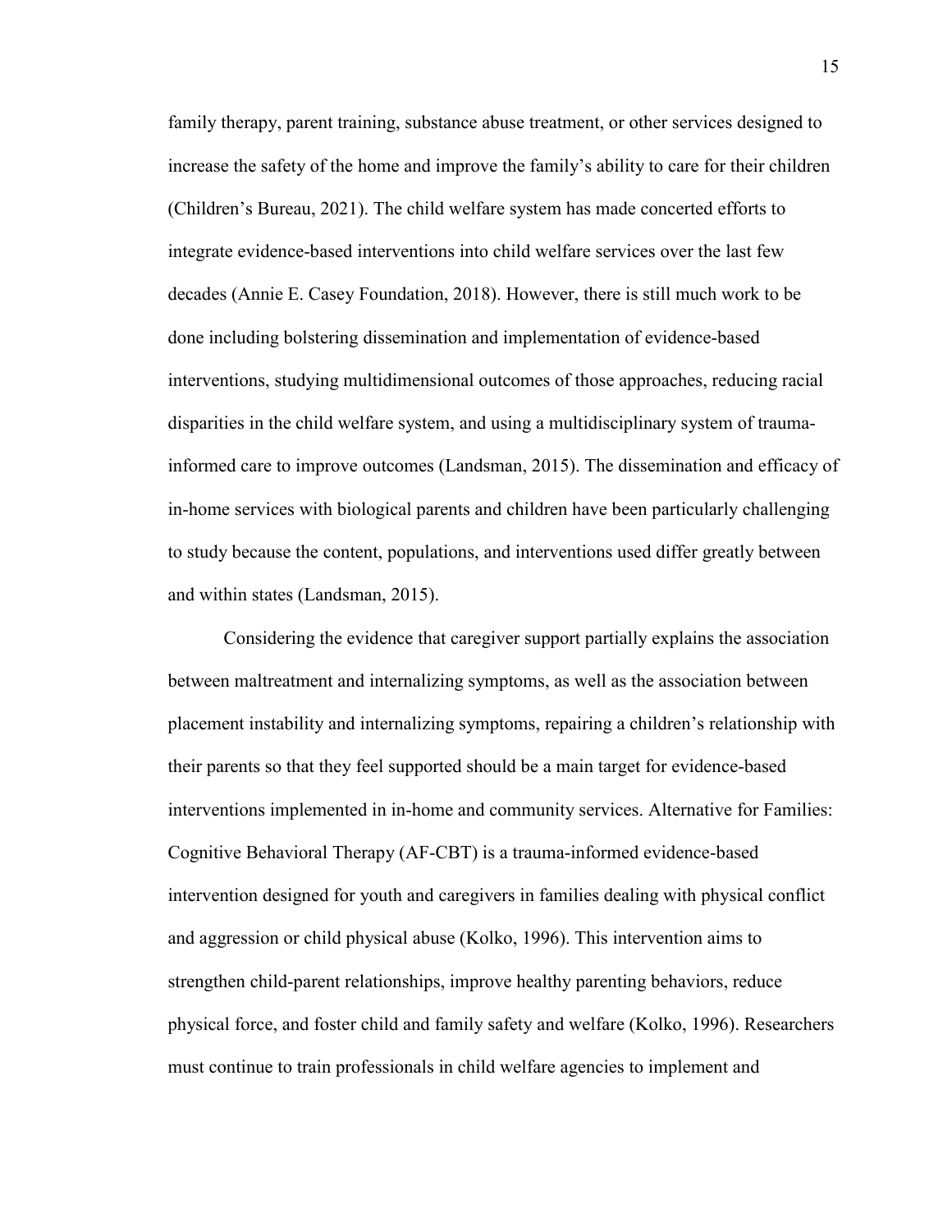family therapy, parent training, substance abuse treatment, or other services designed to increase the safety of the home and improve the family's ability to care for their children (Children's Bureau, 2021). The child welfare system has made concerted efforts to integrate evidence-based interventions into child welfare services over the last few decades (Annie E. Casey Foundation, 2018). However, there is still much work to be done including bolstering dissemination and implementation of evidence-based interventions, studying multidimensional outcomes of those approaches, reducing racial disparities in the child welfare system, and using a multidisciplinary system of trauma-informed care to improve outcomes (Landsman, 2015). The dissemination and efficacy of in-home services with biological parents and children have been particularly challenging to study because the content, populations, and interventions used differ greatly between and within states (Landsman, 2015).

Considering the evidence that caregiver support partially explains the association between maltreatment and internalizing symptoms, as well as the association between placement instability and internalizing symptoms, repairing a children's relationship with their parents so that they feel supported should be a main target for evidence-based interventions implemented in in-home and community services. Alternative for Families: Cognitive Behavioral Therapy (AF-CBT) is a trauma-informed evidence-based intervention designed for youth and caregivers in families dealing with physical conflict and aggression or child physical abuse (Kolko, 1996). This intervention aims to strengthen child-parent relationships, improve healthy parenting behaviors, reduce physical force, and foster child and family safety and welfare (Kolko, 1996). Researchers must continue to train professionals in child welfare agencies to implement and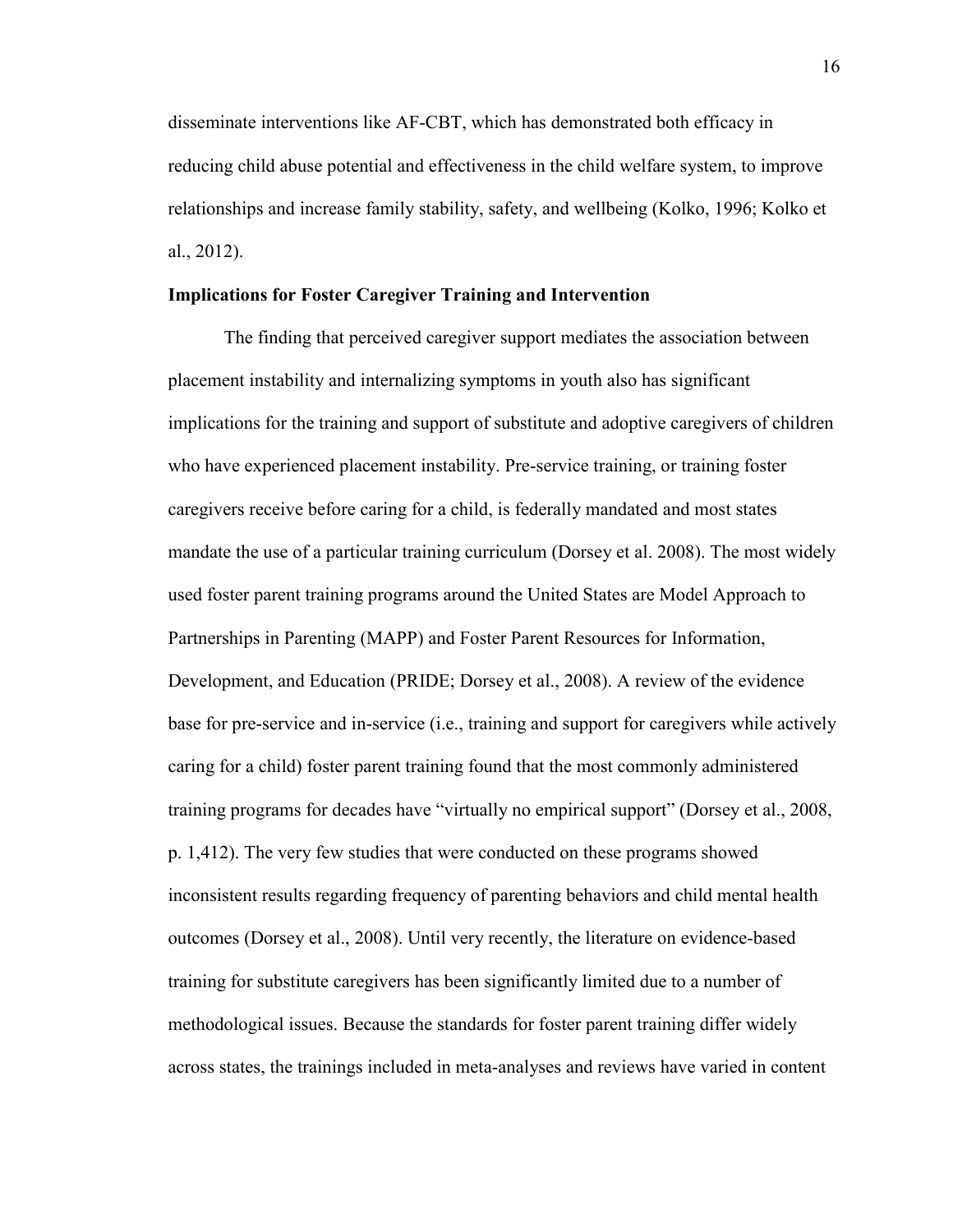disseminate interventions like AF-CBT, which has demonstrated both efficacy in reducing child abuse potential and effectiveness in the child welfare system, to improve relationships and increase family stability, safety, and wellbeing (Kolko, 1996; Kolko et al., 2012).

**Implications for Foster Caregiver Training and Intervention**

The finding that perceived caregiver support mediates the association between placement instability and internalizing symptoms in youth also has significant implications for the training and support of substitute and adoptive caregivers of children who have experienced placement instability. Pre-service training, or training foster caregivers receive before caring for a child, is federally mandated and most states mandate the use of a particular training curriculum (Dorsey et al. 2008). The most widely used foster parent training programs around the United States are Model Approach to Partnerships in Parenting (MAPP) and Foster Parent Resources for Information, Development, and Education (PRIDE; Dorsey et al., 2008). A review of the evidence base for pre-service and in-service (i.e., training and support for caregivers while actively caring for a child) foster parent training found that the most commonly administered training programs for decades have "virtually no empirical support" (Dorsey et al., 2008, p. 1,412). The very few studies that were conducted on these programs showed inconsistent results regarding frequency of parenting behaviors and child mental health outcomes (Dorsey et al., 2008). Until very recently, the literature on evidence-based training for substitute caregivers has been significantly limited due to a number of methodological issues. Because the standards for foster parent training differ widely across states, the trainings included in meta-analyses and reviews have varied in content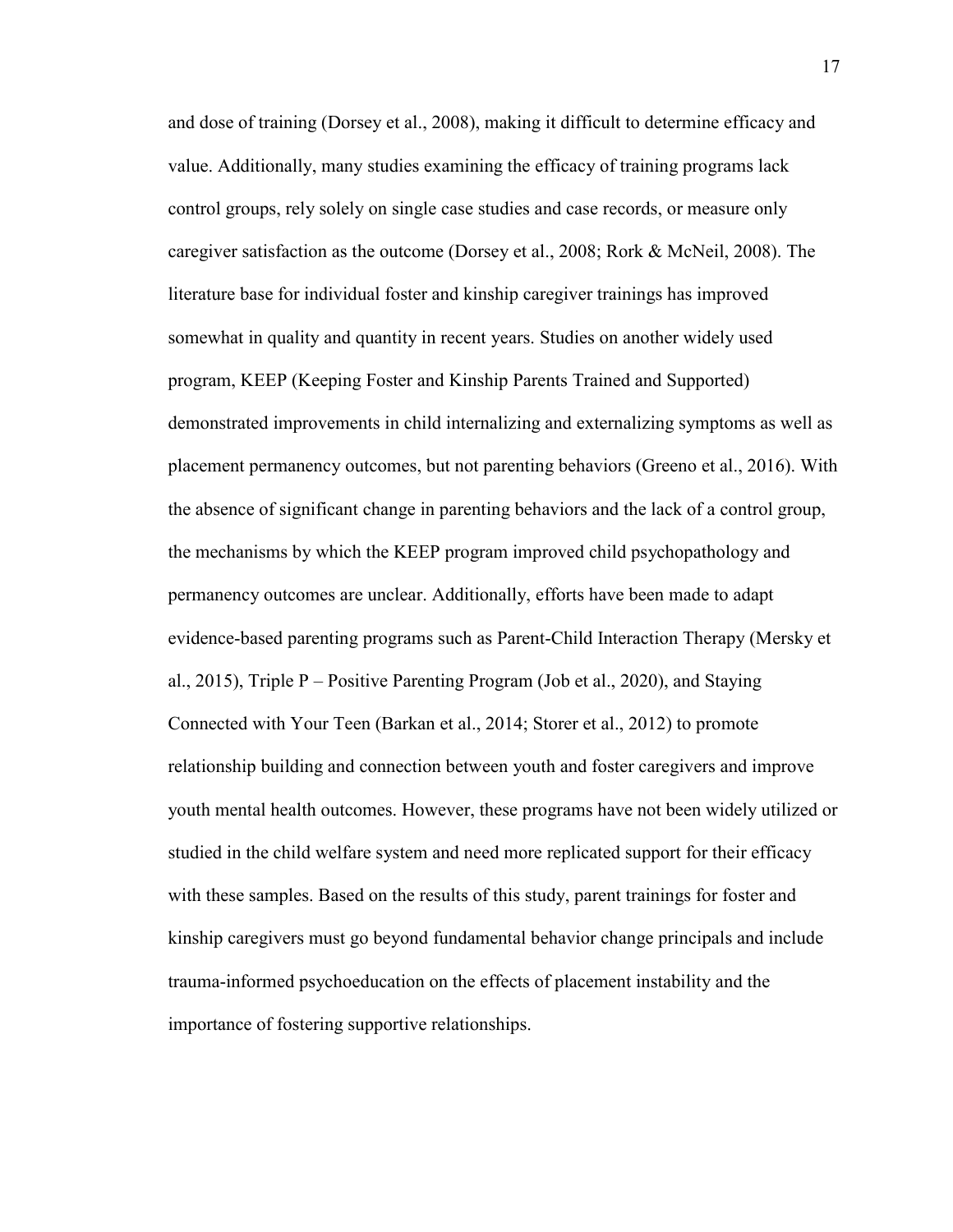and dose of training (Dorsey et al., 2008), making it difficult to determine efficacy and value. Additionally, many studies examining the efficacy of training programs lack control groups, rely solely on single case studies and case records, or measure only caregiver satisfaction as the outcome (Dorsey et al., 2008; Rork & McNeil, 2008). The literature base for individual foster and kinship caregiver trainings has improved somewhat in quality and quantity in recent years. Studies on another widely used program, KEEP (Keeping Foster and Kinship Parents Trained and Supported) demonstrated improvements in child internalizing and externalizing symptoms as well as placement permanency outcomes, but not parenting behaviors (Greeno et al., 2016). With the absence of significant change in parenting behaviors and the lack of a control group, the mechanisms by which the KEEP program improved child psychopathology and permanency outcomes are unclear. Additionally, efforts have been made to adapt evidence-based parenting programs such as Parent-Child Interaction Therapy (Mersky et al., 2015), Triple P – Positive Parenting Program (Job et al., 2020), and Staying Connected with Your Teen (Barkan et al., 2014; Storer et al., 2012) to promote relationship building and connection between youth and foster caregivers and improve youth mental health outcomes. However, these programs have not been widely utilized or studied in the child welfare system and need more replicated support for their efficacy with these samples. Based on the results of this study, parent trainings for foster and kinship caregivers must go beyond fundamental behavior change principals and include trauma-informed psychoeducation on the effects of placement instability and the importance of fostering supportive relationships.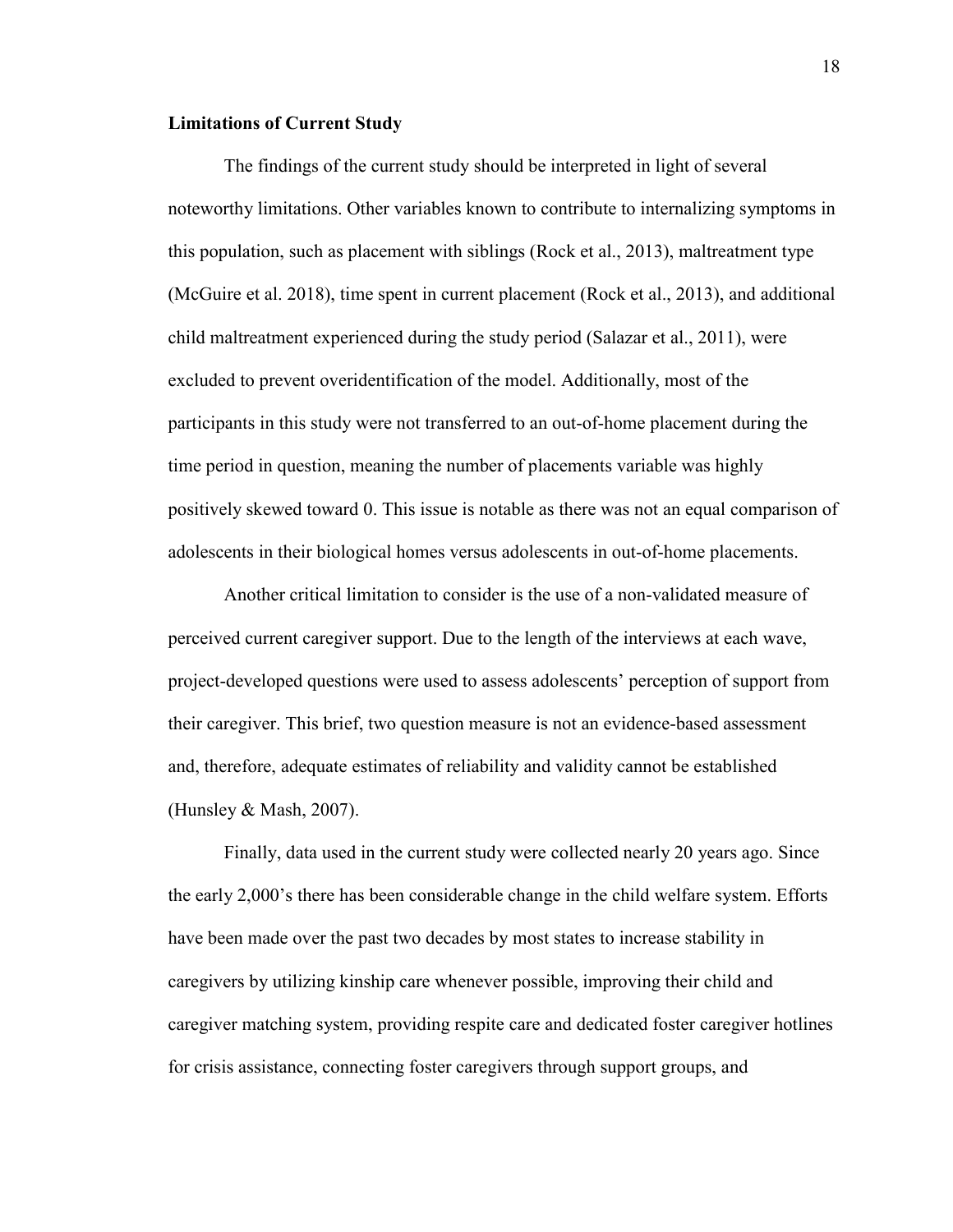**Limitations of Current Study**

The findings of the current study should be interpreted in light of several noteworthy limitations. Other variables known to contribute to internalizing symptoms in this population, such as placement with siblings (Rock et al., 2013), maltreatment type (McGuire et al. 2018), time spent in current placement (Rock et al., 2013), and additional child maltreatment experienced during the study period (Salazar et al., 2011), were excluded to prevent overidentification of the model. Additionally, most of the participants in this study were not transferred to an out-of-home placement during the time period in question, meaning the number of placements variable was highly positively skewed toward 0. This issue is notable as there was not an equal comparison of adolescents in their biological homes versus adolescents in out-of-home placements.

Another critical limitation to consider is the use of a non-validated measure of perceived current caregiver support. Due to the length of the interviews at each wave, project-developed questions were used to assess adolescents' perception of support from their caregiver. This brief, two question measure is not an evidence-based assessment and, therefore, adequate estimates of reliability and validity cannot be established (Hunsley & Mash, 2007).

Finally, data used in the current study were collected nearly 20 years ago. Since the early 2,000's there has been considerable change in the child welfare system. Efforts have been made over the past two decades by most states to increase stability in caregivers by utilizing kinship care whenever possible, improving their child and caregiver matching system, providing respite care and dedicated foster caregiver hotlines for crisis assistance, connecting foster caregivers through support groups, and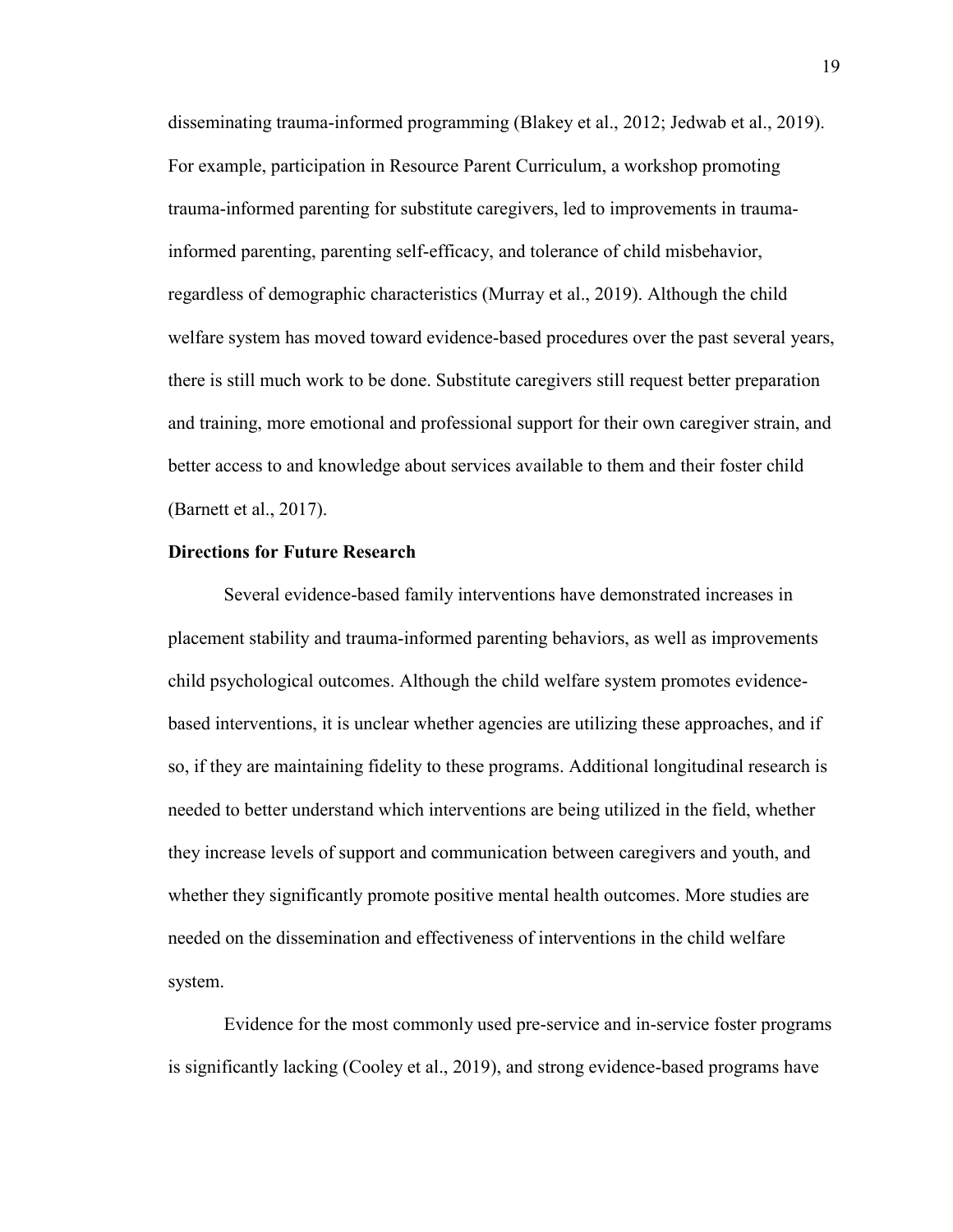disseminating trauma-informed programming (Blakey et al., 2012; Jedwab et al., 2019). For example, participation in Resource Parent Curriculum, a workshop promoting trauma-informed parenting for substitute caregivers, led to improvements in trauma-informed parenting, parenting self-efficacy, and tolerance of child misbehavior, regardless of demographic characteristics (Murray et al., 2019). Although the child welfare system has moved toward evidence-based procedures over the past several years, there is still much work to be done. Substitute caregivers still request better preparation and training, more emotional and professional support for their own caregiver strain, and better access to and knowledge about services available to them and their foster child (Barnett et al., 2017).

## Directions for Future Research

Several evidence-based family interventions have demonstrated increases in placement stability and trauma-informed parenting behaviors, as well as improvements child psychological outcomes. Although the child welfare system promotes evidence-based interventions, it is unclear whether agencies are utilizing these approaches, and if so, if they are maintaining fidelity to these programs. Additional longitudinal research is needed to better understand which interventions are being utilized in the field, whether they increase levels of support and communication between caregivers and youth, and whether they significantly promote positive mental health outcomes. More studies are needed on the dissemination and effectiveness of interventions in the child welfare system.

Evidence for the most commonly used pre-service and in-service foster programs is significantly lacking (Cooley et al., 2019), and strong evidence-based programs have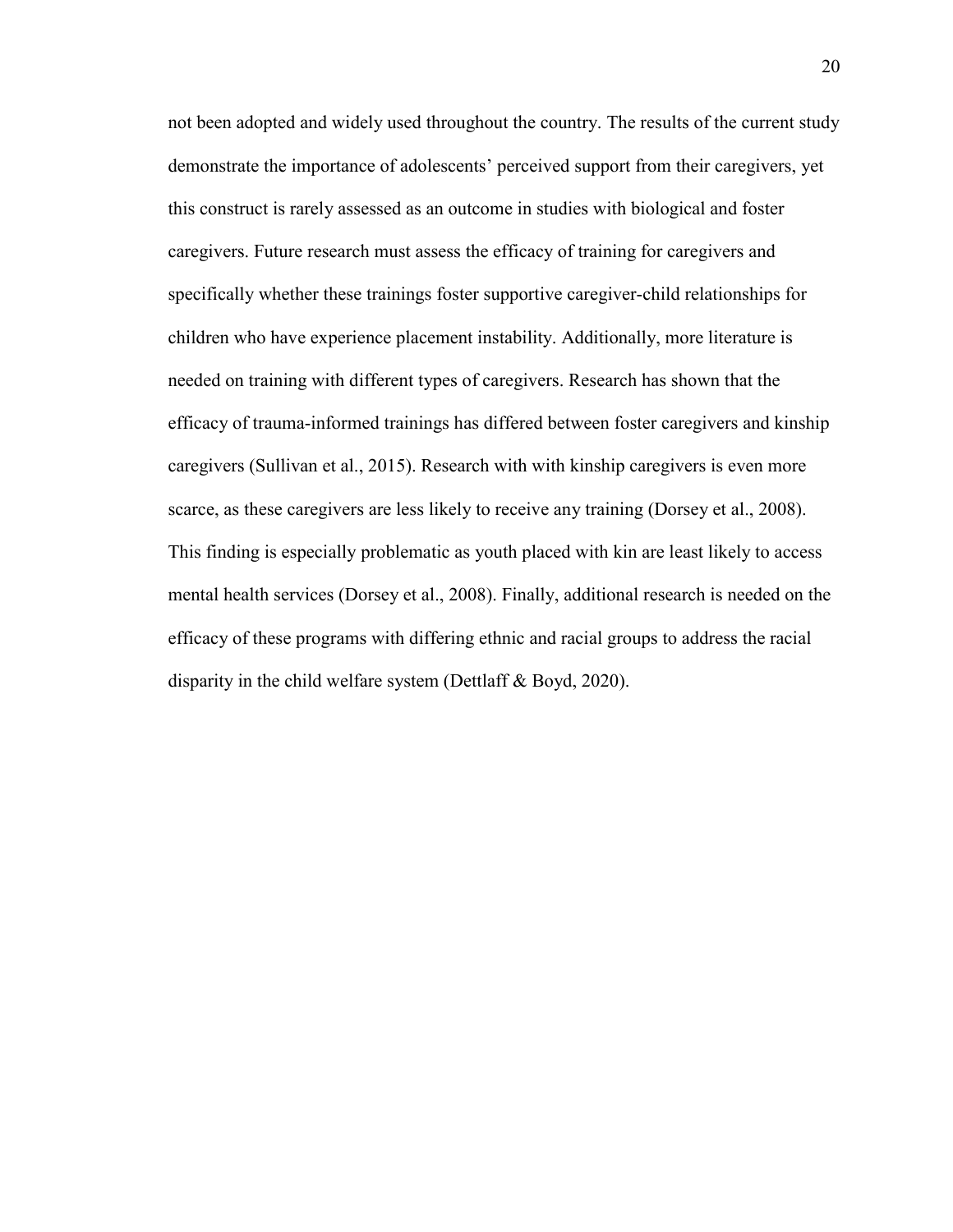not been adopted and widely used throughout the country. The results of the current study demonstrate the importance of adolescents' perceived support from their caregivers, yet this construct is rarely assessed as an outcome in studies with biological and foster caregivers. Future research must assess the efficacy of training for caregivers and specifically whether these trainings foster supportive caregiver-child relationships for children who have experience placement instability. Additionally, more literature is needed on training with different types of caregivers. Research has shown that the efficacy of trauma-informed trainings has differed between foster caregivers and kinship caregivers (Sullivan et al., 2015). Research with with kinship caregivers is even more scarce, as these caregivers are less likely to receive any training (Dorsey et al., 2008). This finding is especially problematic as youth placed with kin are least likely to access mental health services (Dorsey et al., 2008). Finally, additional research is needed on the efficacy of these programs with differing ethnic and racial groups to address the racial disparity in the child welfare system (Dettlaff & Boyd, 2020).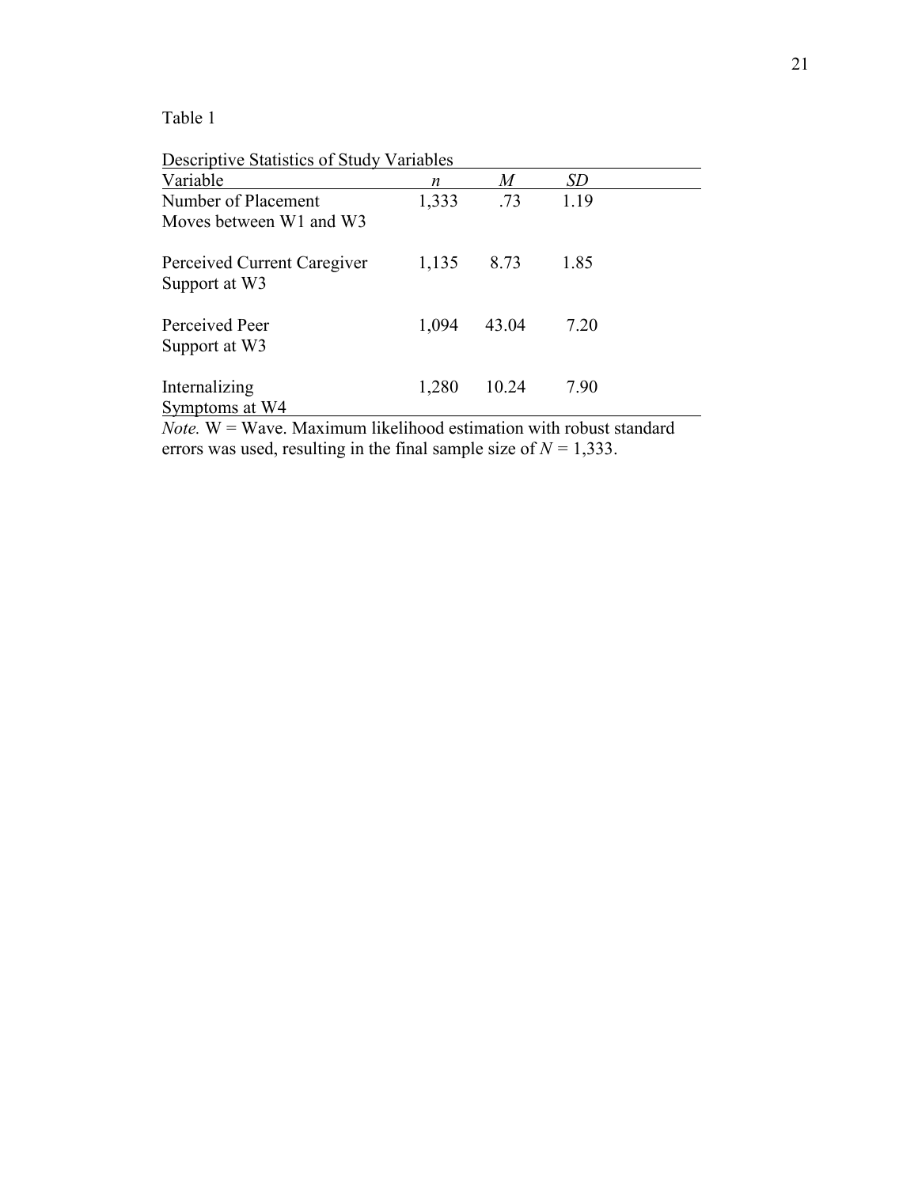Table 1

Descriptive Statistics of Study Variables

| Variable | *n* | *M* | *SD* |
|---|---|---|---|
| Number of Placement Moves between W1 and W3 | 1,333 | .73 | 1.19 |
| Perceived Current Caregiver Support at W3 | 1,135 | 8.73 | 1.85 |
| Perceived Peer Support at W3 | 1,094 | 43.04 | 7.20 |
| Internalizing Symptoms at W4 | 1,280 | 10.24 | 7.90 |

*Note.* W = Wave. Maximum likelihood estimation with robust standard errors was used, resulting in the final sample size of $N = 1{,}333$.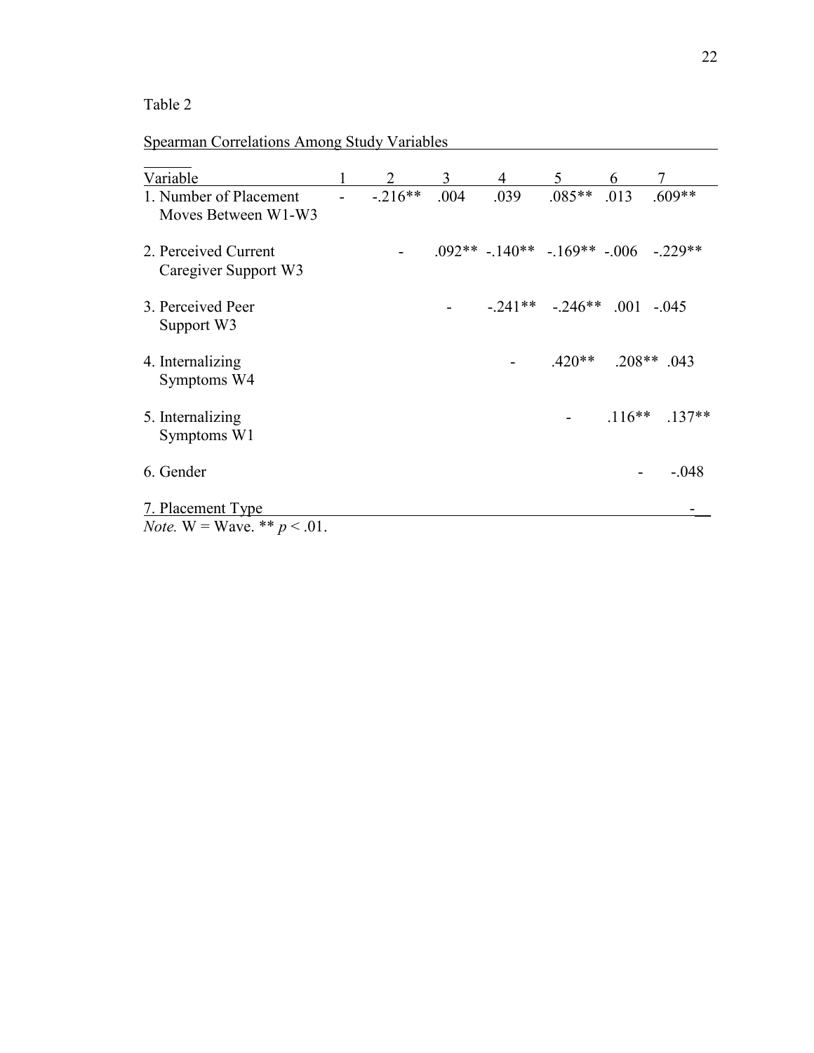Table 2

Spearman Correlations Among Study Variables

| Variable | 1 | 2 | 3 | 4 | 5 | 6 | 7 |
|---|---|---|---|---|---|---|---|
| 1. Number of Placement Moves Between W1-W3 | - | -.216** | .004 | .039 | .085** | .013 | .609** |
| 2. Perceived Current Caregiver Support W3 | | - | .092** | -.140** | -.169** | -.006 | -.229** |
| 3. Perceived Peer Support W3 | | | - | -.241** | -.246** | .001 | -.045 |
| 4. Internalizing Symptoms W4 | | | | - | .420** | .208** | .043 |
| 5. Internalizing Symptoms W1 | | | | | - | .116** | .137** |
| 6. Gender | | | | | | - | -.048 |
| 7. Placement Type | | | | | | | - |

*Note.* W = Wave. ** $p < .01$.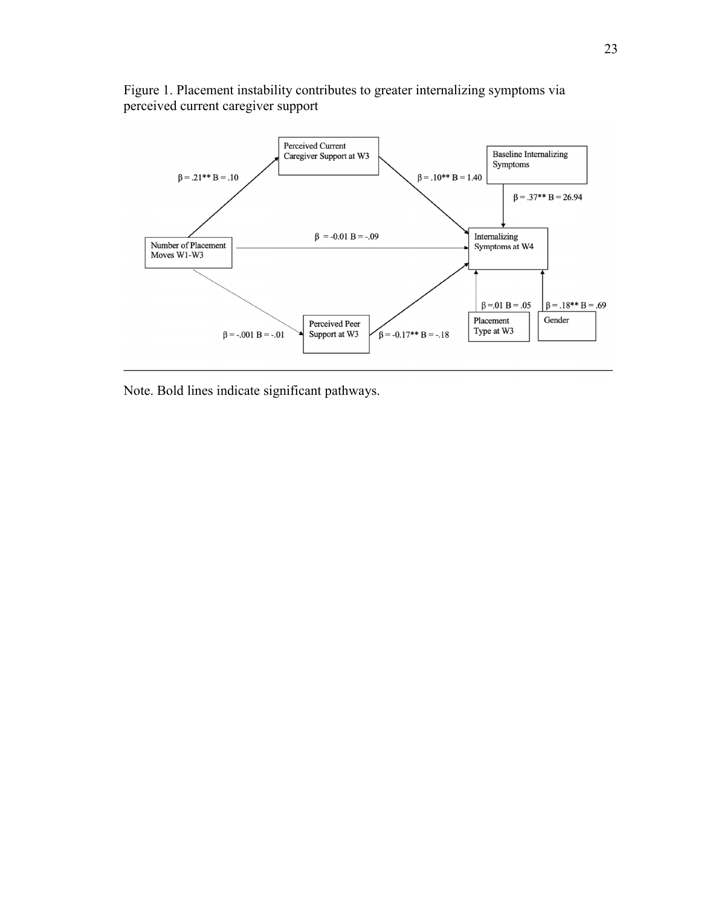Figure 1. Placement instability contributes to greater internalizing symptoms via perceived current caregiver support

Note. Bold lines indicate significant pathways.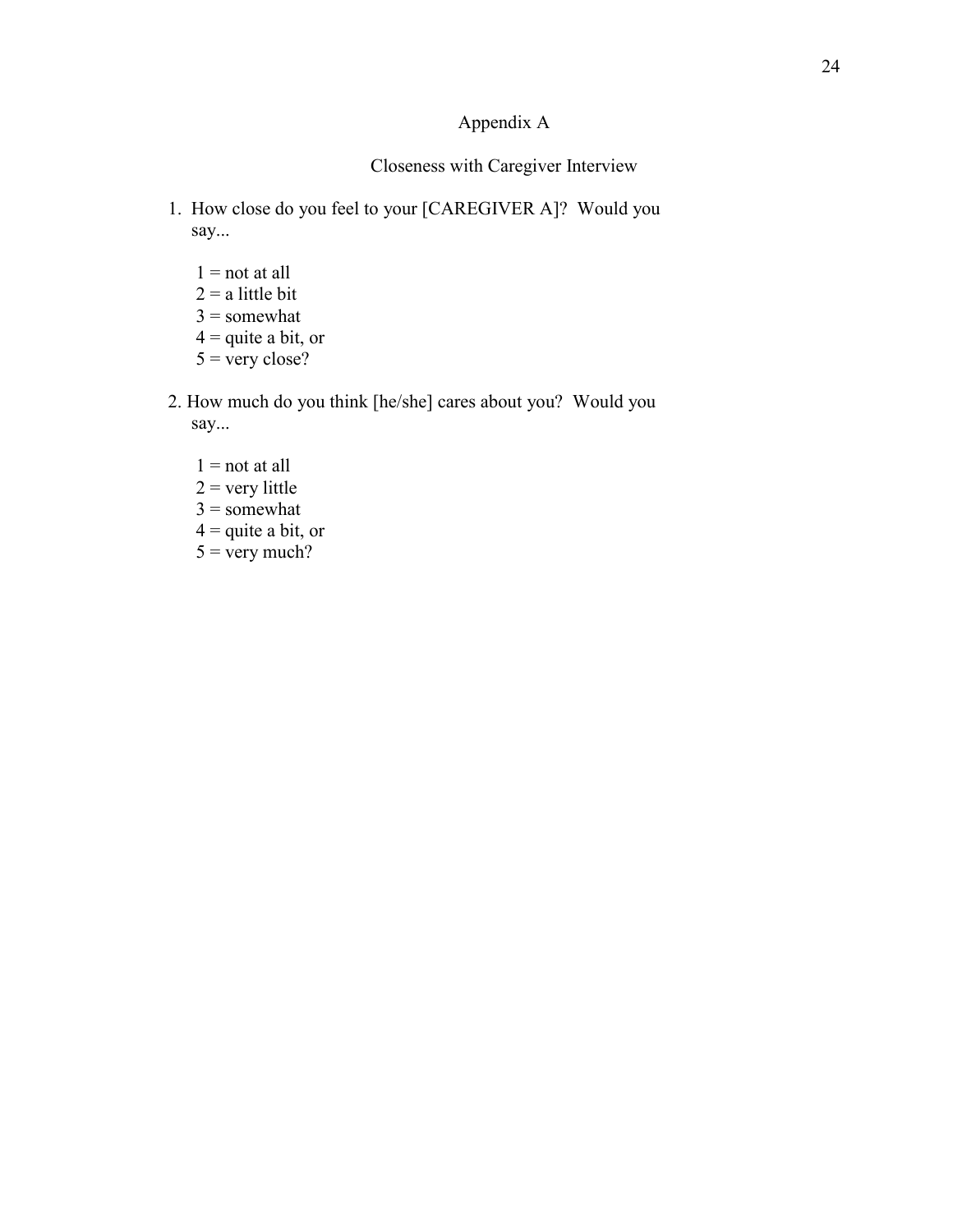# Appendix A

## Closeness with Caregiver Interview

1. How close do you feel to your [CAREGIVER A]? Would you say...

   1 = not at all
   2 = a little bit
   3 = somewhat
   4 = quite a bit, or
   5 = very close?

2. How much do you think [he/she] cares about you? Would you say...

   1 = not at all
   2 = very little
   3 = somewhat
   4 = quite a bit, or
   5 = very much?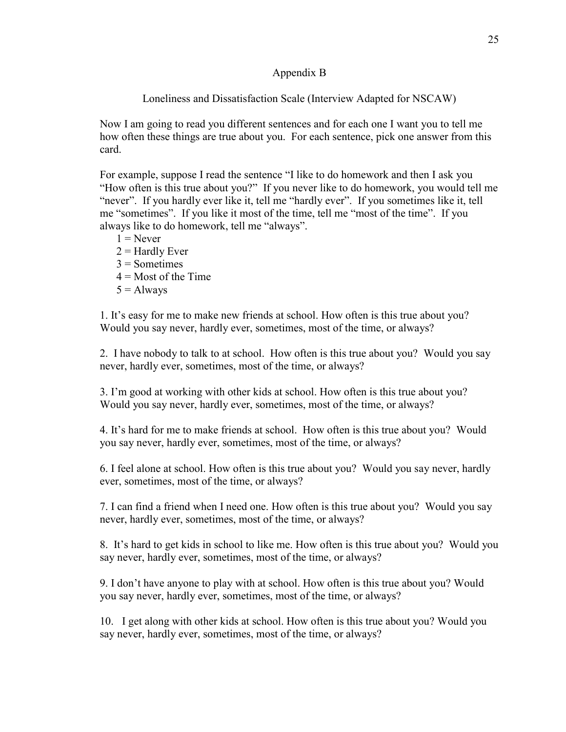## Appendix B

### Loneliness and Dissatisfaction Scale (Interview Adapted for NSCAW)

Now I am going to read you different sentences and for each one I want you to tell me how often these things are true about you. For each sentence, pick one answer from this card.

For example, suppose I read the sentence "I like to do homework and then I ask you "How often is this true about you?" If you never like to do homework, you would tell me "never". If you hardly ever like it, tell me "hardly ever". If you sometimes like it, tell me "sometimes". If you like it most of the time, tell me "most of the time". If you always like to do homework, tell me "always".

1 = Never
2 = Hardly Ever
3 = Sometimes
4 = Most of the Time
5 = Always

1. It's easy for me to make new friends at school. How often is this true about you? Would you say never, hardly ever, sometimes, most of the time, or always?

2. I have nobody to talk to at school. How often is this true about you? Would you say never, hardly ever, sometimes, most of the time, or always?

3. I'm good at working with other kids at school. How often is this true about you? Would you say never, hardly ever, sometimes, most of the time, or always?

4. It's hard for me to make friends at school. How often is this true about you? Would you say never, hardly ever, sometimes, most of the time, or always?

6. I feel alone at school. How often is this true about you? Would you say never, hardly ever, sometimes, most of the time, or always?

7. I can find a friend when I need one. How often is this true about you? Would you say never, hardly ever, sometimes, most of the time, or always?

8. It's hard to get kids in school to like me. How often is this true about you? Would you say never, hardly ever, sometimes, most of the time, or always?

9. I don't have anyone to play with at school. How often is this true about you? Would you say never, hardly ever, sometimes, most of the time, or always?

10. I get along with other kids at school. How often is this true about you? Would you say never, hardly ever, sometimes, most of the time, or always?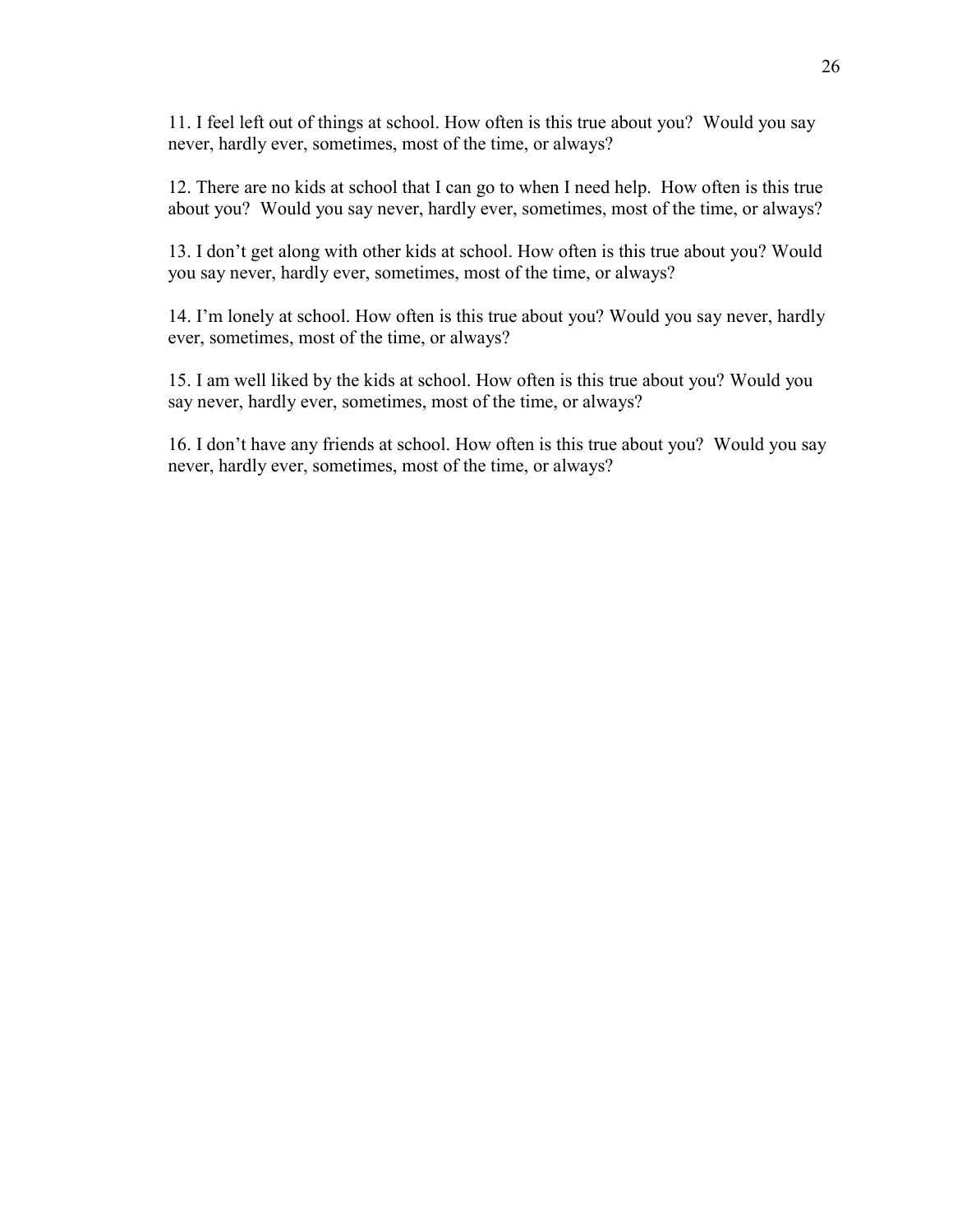11. I feel left out of things at school. How often is this true about you? Would you say never, hardly ever, sometimes, most of the time, or always?

12. There are no kids at school that I can go to when I need help. How often is this true about you? Would you say never, hardly ever, sometimes, most of the time, or always?

13. I don't get along with other kids at school. How often is this true about you? Would you say never, hardly ever, sometimes, most of the time, or always?

14. I'm lonely at school. How often is this true about you? Would you say never, hardly ever, sometimes, most of the time, or always?

15. I am well liked by the kids at school. How often is this true about you? Would you say never, hardly ever, sometimes, most of the time, or always?

16. I don't have any friends at school. How often is this true about you? Would you say never, hardly ever, sometimes, most of the time, or always?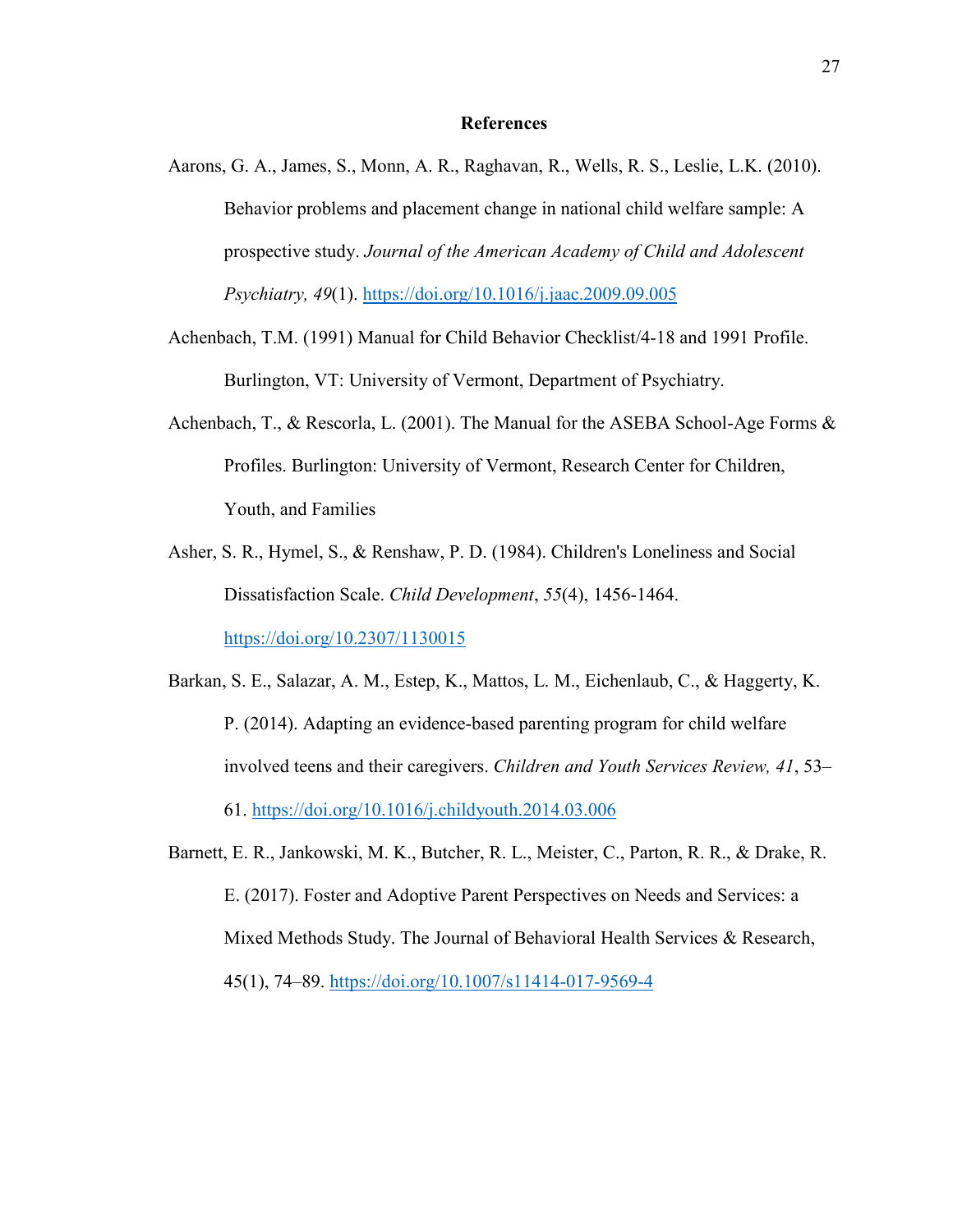# References

Aarons, G. A., James, S., Monn, A. R., Raghavan, R., Wells, R. S., Leslie, L.K. (2010). Behavior problems and placement change in national child welfare sample: A prospective study. *Journal of the American Academy of Child and Adolescent Psychiatry, 49*(1). https://doi.org/10.1016/j.jaac.2009.09.005

Achenbach, T.M. (1991) Manual for Child Behavior Checklist/4-18 and 1991 Profile. Burlington, VT: University of Vermont, Department of Psychiatry.

Achenbach, T., & Rescorla, L. (2001). The Manual for the ASEBA School-Age Forms & Profiles. Burlington: University of Vermont, Research Center for Children, Youth, and Families

Asher, S. R., Hymel, S., & Renshaw, P. D. (1984). Children's Loneliness and Social Dissatisfaction Scale. *Child Development*, *55*(4), 1456-1464. https://doi.org/10.2307/1130015

Barkan, S. E., Salazar, A. M., Estep, K., Mattos, L. M., Eichenlaub, C., & Haggerty, K. P. (2014). Adapting an evidence-based parenting program for child welfare involved teens and their caregivers. *Children and Youth Services Review, 41*, 53–61. https://doi.org/10.1016/j.childyouth.2014.03.006

Barnett, E. R., Jankowski, M. K., Butcher, R. L., Meister, C., Parton, R. R., & Drake, R. E. (2017). Foster and Adoptive Parent Perspectives on Needs and Services: a Mixed Methods Study. The Journal of Behavioral Health Services & Research, 45(1), 74–89. https://doi.org/10.1007/s11414-017-9569-4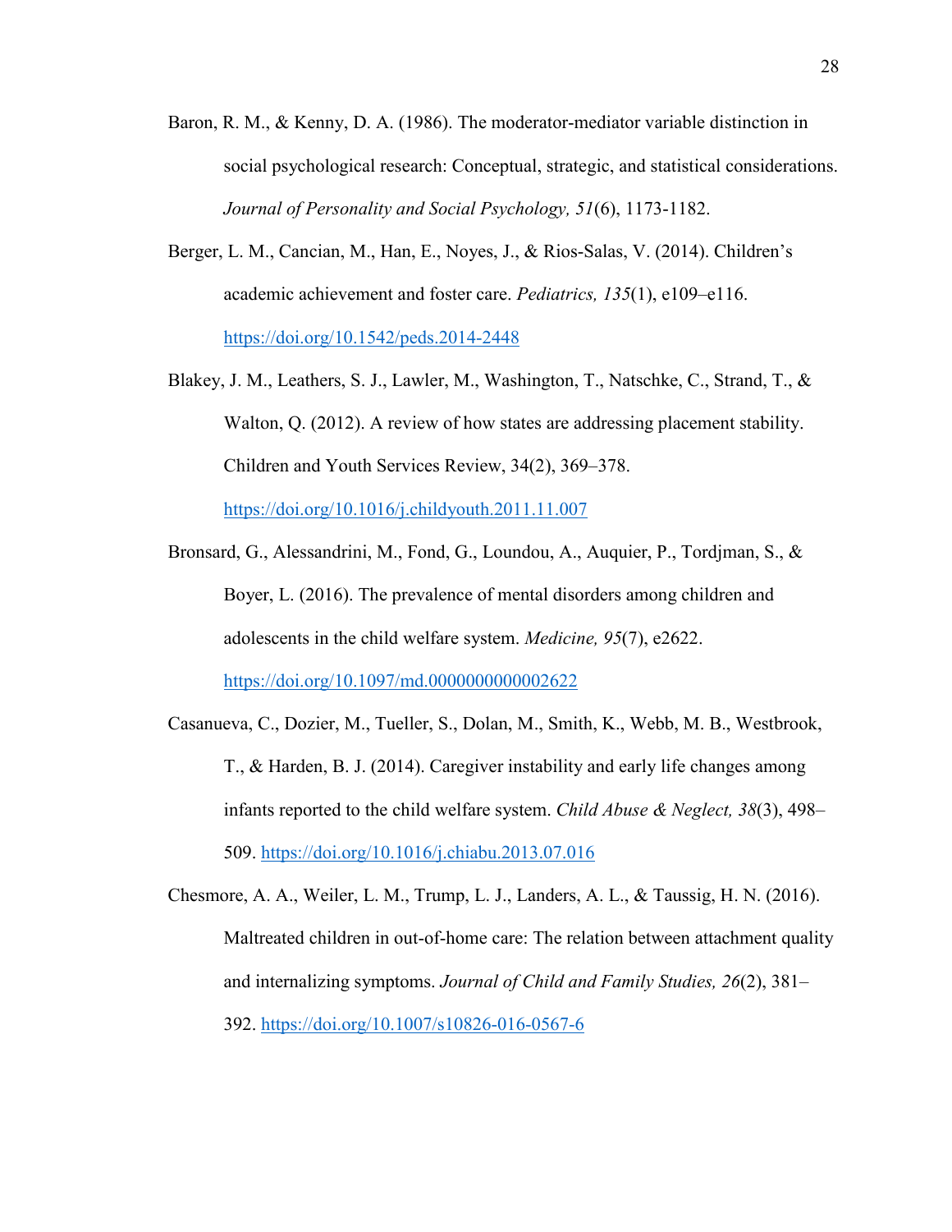Baron, R. M., & Kenny, D. A. (1986). The moderator-mediator variable distinction in social psychological research: Conceptual, strategic, and statistical considerations. *Journal of Personality and Social Psychology, 51*(6), 1173-1182.

Berger, L. M., Cancian, M., Han, E., Noyes, J., & Rios-Salas, V. (2014). Children's academic achievement and foster care. *Pediatrics, 135*(1), e109–e116. https://doi.org/10.1542/peds.2014-2448

Blakey, J. M., Leathers, S. J., Lawler, M., Washington, T., Natschke, C., Strand, T., & Walton, Q. (2012). A review of how states are addressing placement stability. Children and Youth Services Review, 34(2), 369–378. https://doi.org/10.1016/j.childyouth.2011.11.007

Bronsard, G., Alessandrini, M., Fond, G., Loundou, A., Auquier, P., Tordjman, S., & Boyer, L. (2016). The prevalence of mental disorders among children and adolescents in the child welfare system. *Medicine, 95*(7), e2622. https://doi.org/10.1097/md.0000000000002622

Casanueva, C., Dozier, M., Tueller, S., Dolan, M., Smith, K., Webb, M. B., Westbrook, T., & Harden, B. J. (2014). Caregiver instability and early life changes among infants reported to the child welfare system. *Child Abuse & Neglect, 38*(3), 498–509. https://doi.org/10.1016/j.chiabu.2013.07.016

Chesmore, A. A., Weiler, L. M., Trump, L. J., Landers, A. L., & Taussig, H. N. (2016). Maltreated children in out-of-home care: The relation between attachment quality and internalizing symptoms. *Journal of Child and Family Studies, 26*(2), 381–392. https://doi.org/10.1007/s10826-016-0567-6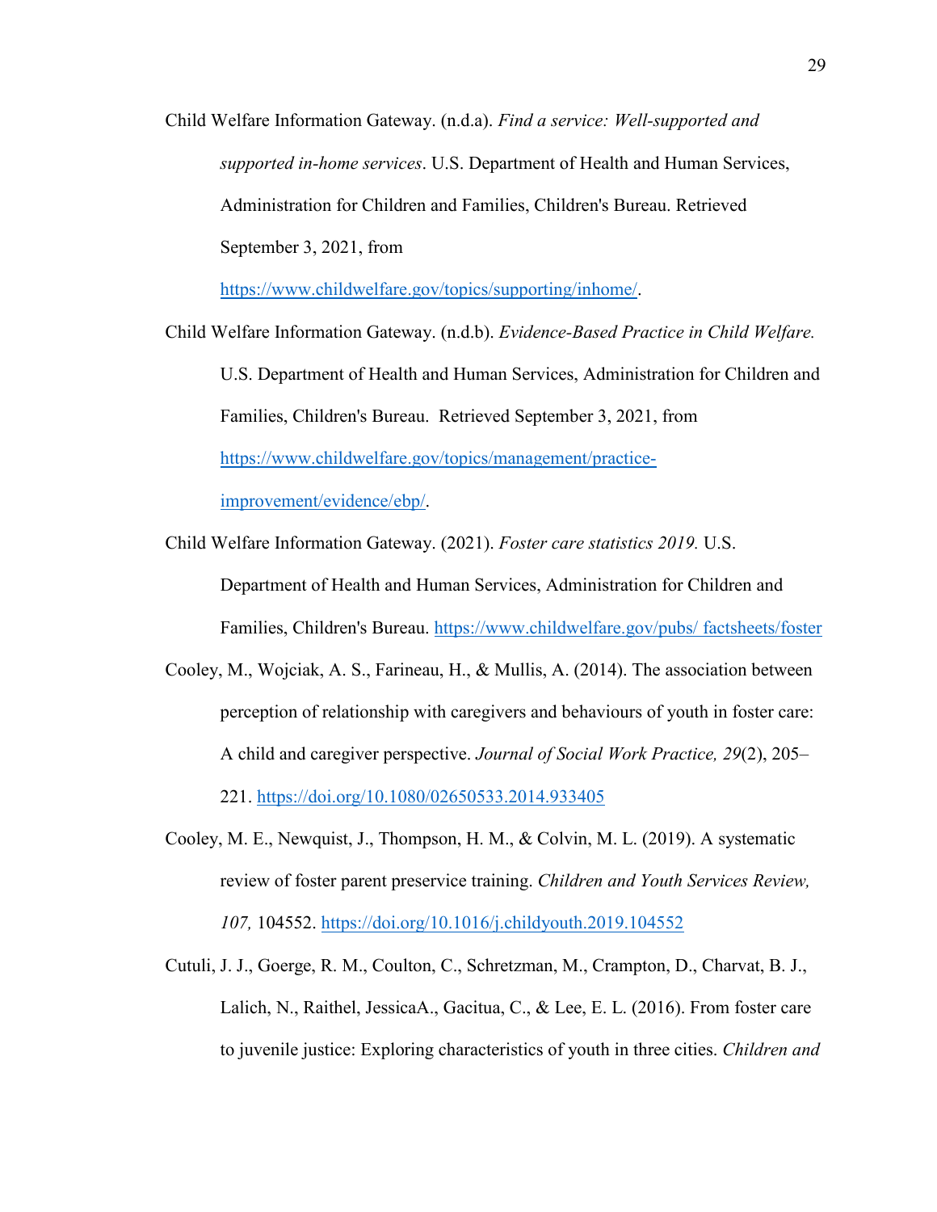Child Welfare Information Gateway. (n.d.a). *Find a service: Well-supported and supported in-home services*. U.S. Department of Health and Human Services, Administration for Children and Families, Children's Bureau. Retrieved September 3, 2021, from https://www.childwelfare.gov/topics/supporting/inhome/.

Child Welfare Information Gateway. (n.d.b). *Evidence-Based Practice in Child Welfare.* U.S. Department of Health and Human Services, Administration for Children and Families, Children's Bureau. Retrieved September 3, 2021, from https://www.childwelfare.gov/topics/management/practice-improvement/evidence/ebp/.

Child Welfare Information Gateway. (2021). *Foster care statistics 2019.* U.S. Department of Health and Human Services, Administration for Children and Families, Children's Bureau. https://www.childwelfare.gov/pubs/ factsheets/foster

Cooley, M., Wojciak, A. S., Farineau, H., & Mullis, A. (2014). The association between perception of relationship with caregivers and behaviours of youth in foster care: A child and caregiver perspective. *Journal of Social Work Practice, 29*(2), 205–221. https://doi.org/10.1080/02650533.2014.933405

Cooley, M. E., Newquist, J., Thompson, H. M., & Colvin, M. L. (2019). A systematic review of foster parent preservice training. *Children and Youth Services Review, 107,* 104552. https://doi.org/10.1016/j.childyouth.2019.104552

Cutuli, J. J., Goerge, R. M., Coulton, C., Schretzman, M., Crampton, D., Charvat, B. J., Lalich, N., Raithel, JessicaA., Gacitua, C., & Lee, E. L. (2016). From foster care to juvenile justice: Exploring characteristics of youth in three cities. *Children and*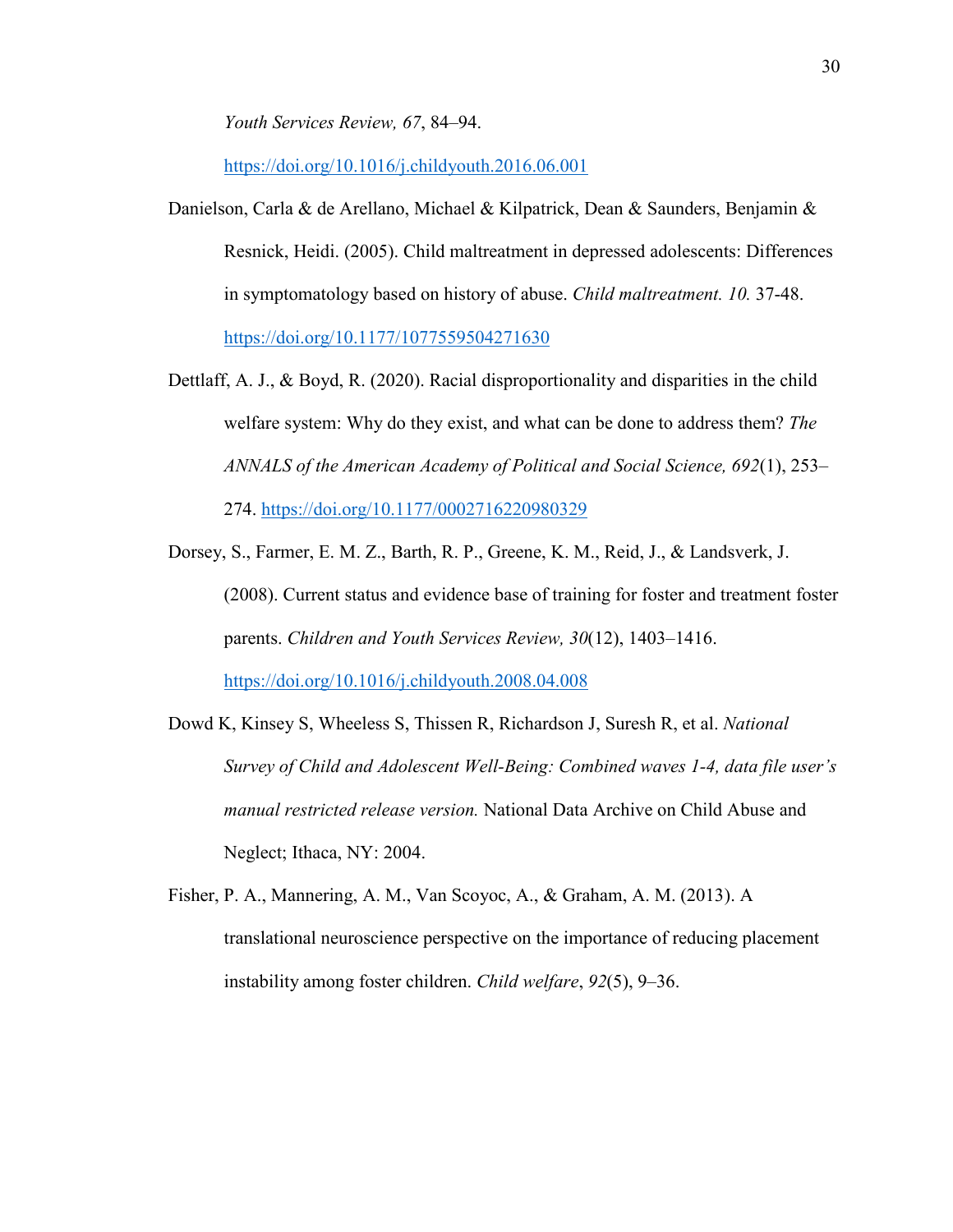*Youth Services Review, 67*, 84–94. https://doi.org/10.1016/j.childyouth.2016.06.001

Danielson, Carla & de Arellano, Michael & Kilpatrick, Dean & Saunders, Benjamin & Resnick, Heidi. (2005). Child maltreatment in depressed adolescents: Differences in symptomatology based on history of abuse. *Child maltreatment. 10.* 37-48. https://doi.org/10.1177/1077559504271630

Dettlaff, A. J., & Boyd, R. (2020). Racial disproportionality and disparities in the child welfare system: Why do they exist, and what can be done to address them? *The ANNALS of the American Academy of Political and Social Science, 692*(1), 253–274. https://doi.org/10.1177/0002716220980329

Dorsey, S., Farmer, E. M. Z., Barth, R. P., Greene, K. M., Reid, J., & Landsverk, J. (2008). Current status and evidence base of training for foster and treatment foster parents. *Children and Youth Services Review, 30*(12), 1403–1416. https://doi.org/10.1016/j.childyouth.2008.04.008

Dowd K, Kinsey S, Wheeless S, Thissen R, Richardson J, Suresh R, et al. *National Survey of Child and Adolescent Well-Being: Combined waves 1-4, data file user's manual restricted release version.* National Data Archive on Child Abuse and Neglect; Ithaca, NY: 2004.

Fisher, P. A., Mannering, A. M., Van Scoyoc, A., & Graham, A. M. (2013). A translational neuroscience perspective on the importance of reducing placement instability among foster children. *Child welfare*, *92*(5), 9–36.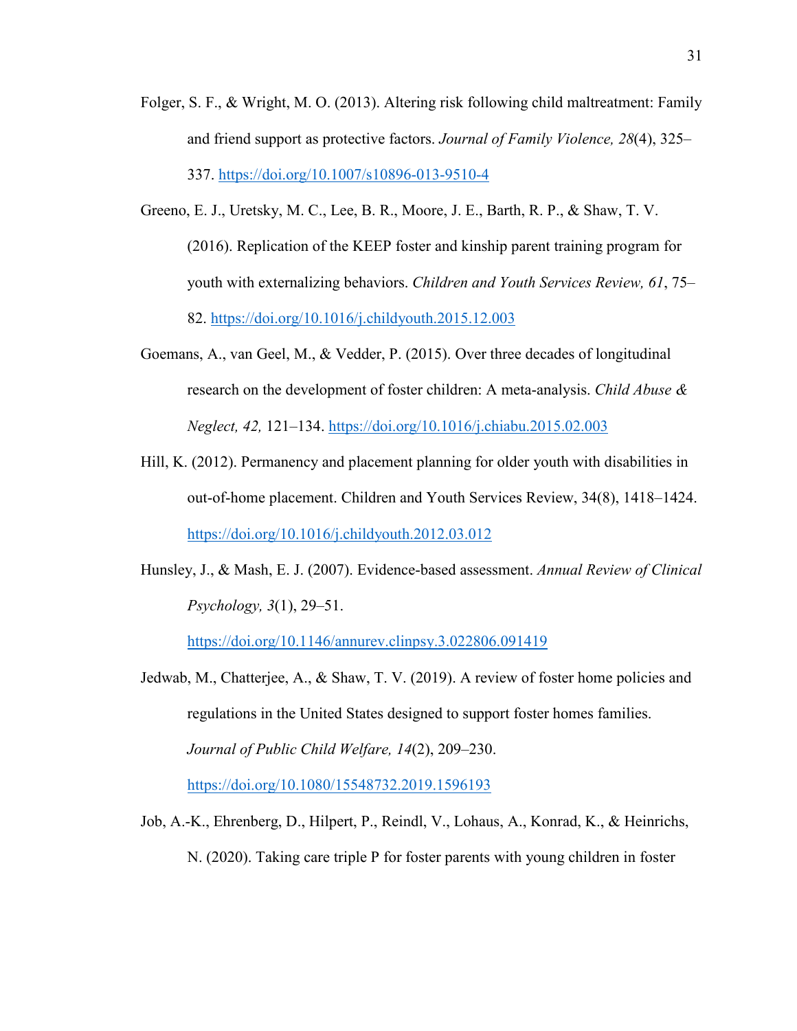Folger, S. F., & Wright, M. O. (2013). Altering risk following child maltreatment: Family and friend support as protective factors. *Journal of Family Violence, 28*(4), 325–337. https://doi.org/10.1007/s10896-013-9510-4

Greeno, E. J., Uretsky, M. C., Lee, B. R., Moore, J. E., Barth, R. P., & Shaw, T. V. (2016). Replication of the KEEP foster and kinship parent training program for youth with externalizing behaviors. *Children and Youth Services Review, 61*, 75–82. https://doi.org/10.1016/j.childyouth.2015.12.003

Goemans, A., van Geel, M., & Vedder, P. (2015). Over three decades of longitudinal research on the development of foster children: A meta-analysis. *Child Abuse & Neglect, 42,* 121–134. https://doi.org/10.1016/j.chiabu.2015.02.003

Hill, K. (2012). Permanency and placement planning for older youth with disabilities in out-of-home placement. Children and Youth Services Review, 34(8), 1418–1424. https://doi.org/10.1016/j.childyouth.2012.03.012

Hunsley, J., & Mash, E. J. (2007). Evidence-based assessment. *Annual Review of Clinical Psychology, 3*(1), 29–51. https://doi.org/10.1146/annurev.clinpsy.3.022806.091419

Jedwab, M., Chatterjee, A., & Shaw, T. V. (2019). A review of foster home policies and regulations in the United States designed to support foster homes families. *Journal of Public Child Welfare, 14*(2), 209–230. https://doi.org/10.1080/15548732.2019.1596193

Job, A.-K., Ehrenberg, D., Hilpert, P., Reindl, V., Lohaus, A., Konrad, K., & Heinrichs, N. (2020). Taking care triple P for foster parents with young children in foster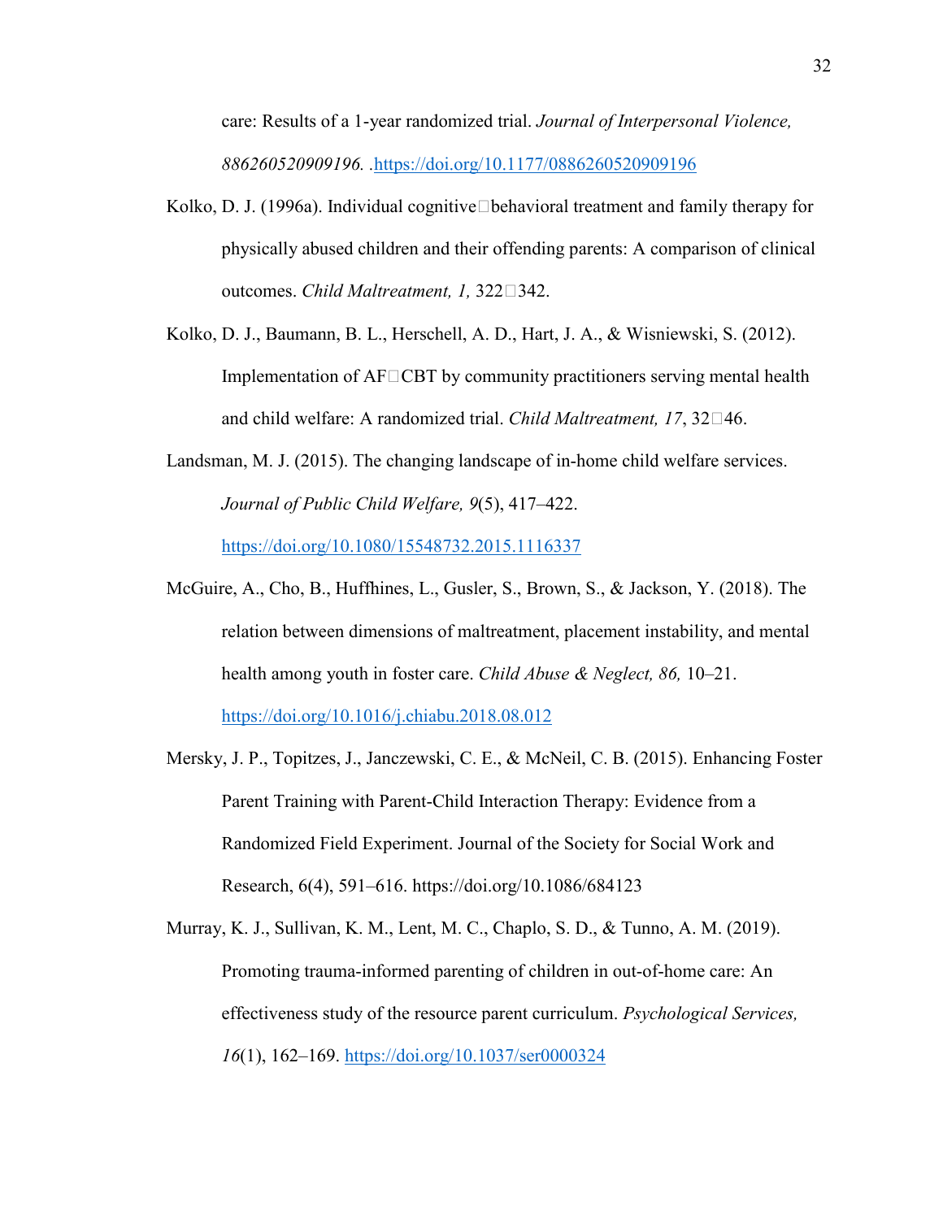care: Results of a 1-year randomized trial. *Journal of Interpersonal Violence, 886260520909196.* .https://doi.org/10.1177/0886260520909196

Kolko, D. J. (1996a). Individual cognitive□behavioral treatment and family therapy for physically abused children and their offending parents: A comparison of clinical outcomes. *Child Maltreatment, 1,* 322□342.

Kolko, D. J., Baumann, B. L., Herschell, A. D., Hart, J. A., & Wisniewski, S. (2012). Implementation of AF□CBT by community practitioners serving mental health and child welfare: A randomized trial. *Child Maltreatment, 17*, 32□46.

Landsman, M. J. (2015). The changing landscape of in-home child welfare services. *Journal of Public Child Welfare, 9*(5), 417–422. https://doi.org/10.1080/15548732.2015.1116337

McGuire, A., Cho, B., Huffhines, L., Gusler, S., Brown, S., & Jackson, Y. (2018). The relation between dimensions of maltreatment, placement instability, and mental health among youth in foster care. *Child Abuse & Neglect, 86,* 10–21. https://doi.org/10.1016/j.chiabu.2018.08.012

Mersky, J. P., Topitzes, J., Janczewski, C. E., & McNeil, C. B. (2015). Enhancing Foster Parent Training with Parent-Child Interaction Therapy: Evidence from a Randomized Field Experiment. Journal of the Society for Social Work and Research, 6(4), 591–616. https://doi.org/10.1086/684123

Murray, K. J., Sullivan, K. M., Lent, M. C., Chaplo, S. D., & Tunno, A. M. (2019). Promoting trauma-informed parenting of children in out-of-home care: An effectiveness study of the resource parent curriculum. *Psychological Services, 16*(1), 162–169. https://doi.org/10.1037/ser0000324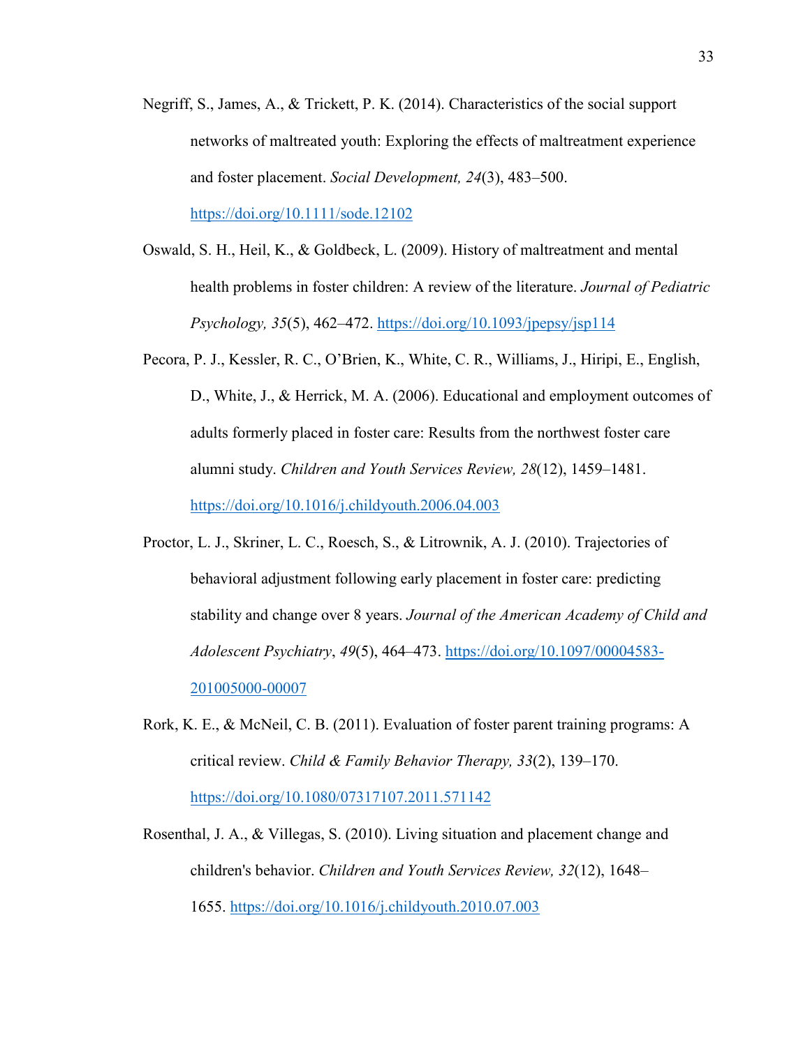Negriff, S., James, A., & Trickett, P. K. (2014). Characteristics of the social support networks of maltreated youth: Exploring the effects of maltreatment experience and foster placement. *Social Development, 24*(3), 483–500. https://doi.org/10.1111/sode.12102

Oswald, S. H., Heil, K., & Goldbeck, L. (2009). History of maltreatment and mental health problems in foster children: A review of the literature. *Journal of Pediatric Psychology, 35*(5), 462–472. https://doi.org/10.1093/jpepsy/jsp114

Pecora, P. J., Kessler, R. C., O'Brien, K., White, C. R., Williams, J., Hiripi, E., English, D., White, J., & Herrick, M. A. (2006). Educational and employment outcomes of adults formerly placed in foster care: Results from the northwest foster care alumni study. *Children and Youth Services Review, 28*(12), 1459–1481. https://doi.org/10.1016/j.childyouth.2006.04.003

Proctor, L. J., Skriner, L. C., Roesch, S., & Litrownik, A. J. (2010). Trajectories of behavioral adjustment following early placement in foster care: predicting stability and change over 8 years. *Journal of the American Academy of Child and Adolescent Psychiatry*, *49*(5), 464–473. https://doi.org/10.1097/00004583-201005000-00007

Rork, K. E., & McNeil, C. B. (2011). Evaluation of foster parent training programs: A critical review. *Child & Family Behavior Therapy, 33*(2), 139–170. https://doi.org/10.1080/07317107.2011.571142

Rosenthal, J. A., & Villegas, S. (2010). Living situation and placement change and children's behavior. *Children and Youth Services Review, 32*(12), 1648–1655. https://doi.org/10.1016/j.childyouth.2010.07.003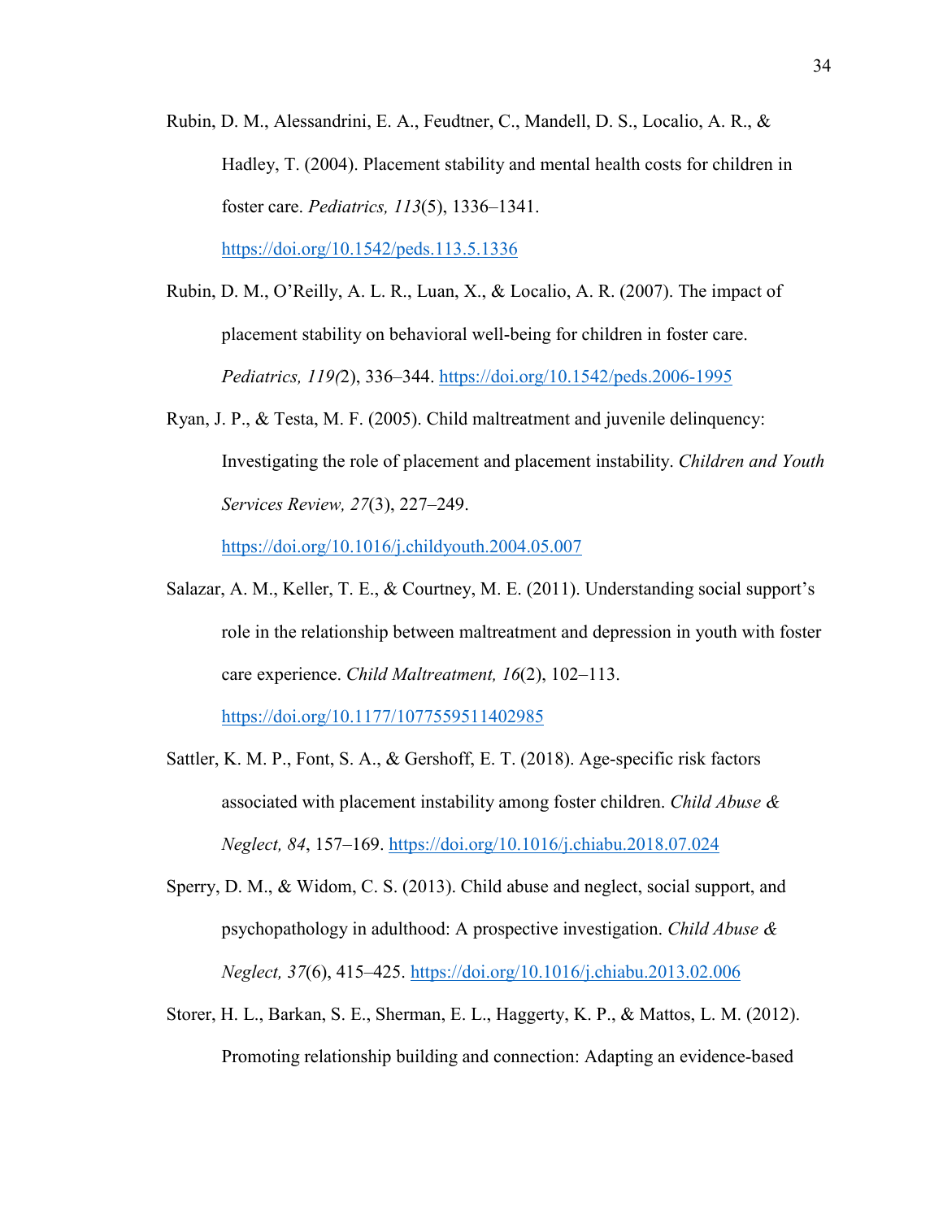Rubin, D. M., Alessandrini, E. A., Feudtner, C., Mandell, D. S., Localio, A. R., & Hadley, T. (2004). Placement stability and mental health costs for children in foster care. *Pediatrics, 113*(5), 1336–1341. https://doi.org/10.1542/peds.113.5.1336

Rubin, D. M., O'Reilly, A. L. R., Luan, X., & Localio, A. R. (2007). The impact of placement stability on behavioral well-being for children in foster care. *Pediatrics, 119(*2), 336–344. https://doi.org/10.1542/peds.2006-1995

Ryan, J. P., & Testa, M. F. (2005). Child maltreatment and juvenile delinquency: Investigating the role of placement and placement instability. *Children and Youth Services Review, 27*(3), 227–249. https://doi.org/10.1016/j.childyouth.2004.05.007

Salazar, A. M., Keller, T. E., & Courtney, M. E. (2011). Understanding social support's role in the relationship between maltreatment and depression in youth with foster care experience. *Child Maltreatment, 16*(2), 102–113. https://doi.org/10.1177/1077559511402985

Sattler, K. M. P., Font, S. A., & Gershoff, E. T. (2018). Age-specific risk factors associated with placement instability among foster children. *Child Abuse & Neglect, 84*, 157–169. https://doi.org/10.1016/j.chiabu.2018.07.024

Sperry, D. M., & Widom, C. S. (2013). Child abuse and neglect, social support, and psychopathology in adulthood: A prospective investigation. *Child Abuse & Neglect, 37*(6), 415–425. https://doi.org/10.1016/j.chiabu.2013.02.006

Storer, H. L., Barkan, S. E., Sherman, E. L., Haggerty, K. P., & Mattos, L. M. (2012). Promoting relationship building and connection: Adapting an evidence-based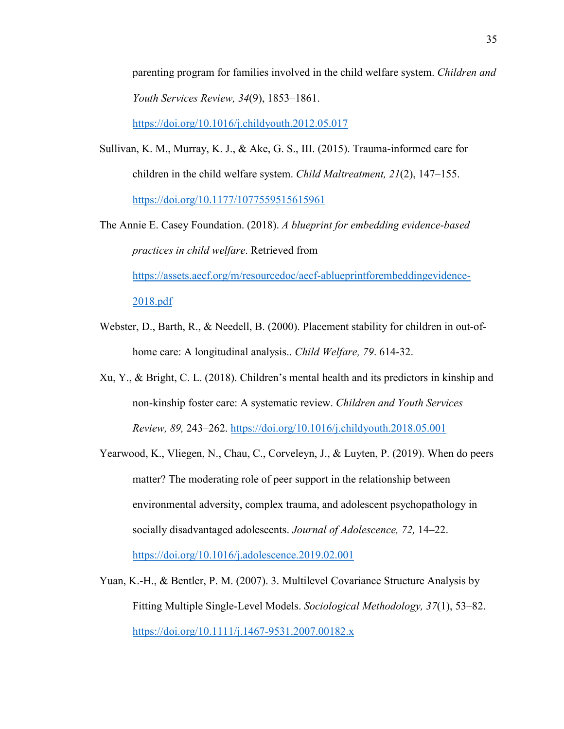parenting program for families involved in the child welfare system. *Children and Youth Services Review, 34*(9), 1853–1861. https://doi.org/10.1016/j.childyouth.2012.05.017

Sullivan, K. M., Murray, K. J., & Ake, G. S., III. (2015). Trauma-informed care for children in the child welfare system. *Child Maltreatment, 21*(2), 147–155. https://doi.org/10.1177/1077559515615961

The Annie E. Casey Foundation. (2018). *A blueprint for embedding evidence-based practices in child welfare*. Retrieved from https://assets.aecf.org/m/resourcedoc/aecf-ablueprintforembeddingevidence-2018.pdf

Webster, D., Barth, R., & Needell, B. (2000). Placement stability for children in out-of-home care: A longitudinal analysis.. *Child Welfare, 79*. 614-32.

Xu, Y., & Bright, C. L. (2018). Children's mental health and its predictors in kinship and non-kinship foster care: A systematic review. *Children and Youth Services Review, 89,* 243–262. https://doi.org/10.1016/j.childyouth.2018.05.001

Yearwood, K., Vliegen, N., Chau, C., Corveleyn, J., & Luyten, P. (2019). When do peers matter? The moderating role of peer support in the relationship between environmental adversity, complex trauma, and adolescent psychopathology in socially disadvantaged adolescents. *Journal of Adolescence, 72,* 14–22. https://doi.org/10.1016/j.adolescence.2019.02.001

Yuan, K.-H., & Bentler, P. M. (2007). 3. Multilevel Covariance Structure Analysis by Fitting Multiple Single-Level Models. *Sociological Methodology, 37*(1), 53–82. https://doi.org/10.1111/j.1467-9531.2007.00182.x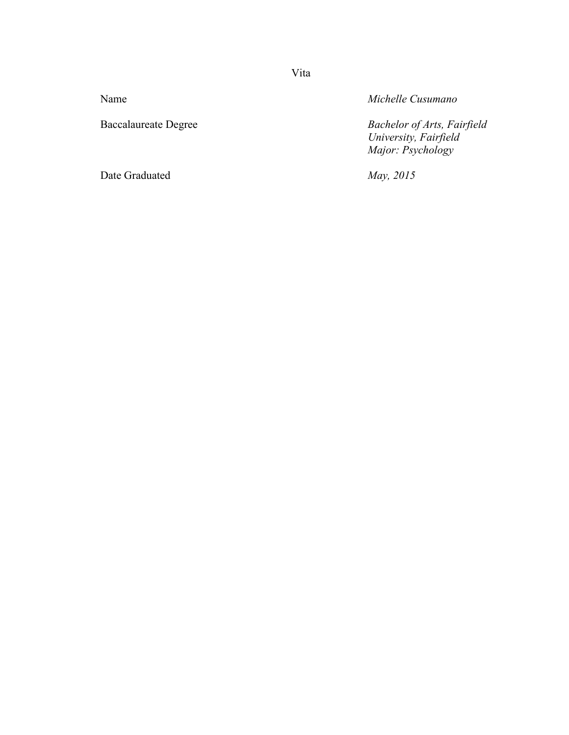# Vita

| | |
|---|---|
| Name | *Michelle Cusumano* |
| Baccalaureate Degree | *Bachelor of Arts, Fairfield University, Fairfield*<br>*Major: Psychology* |
| Date Graduated | *May, 2015* |